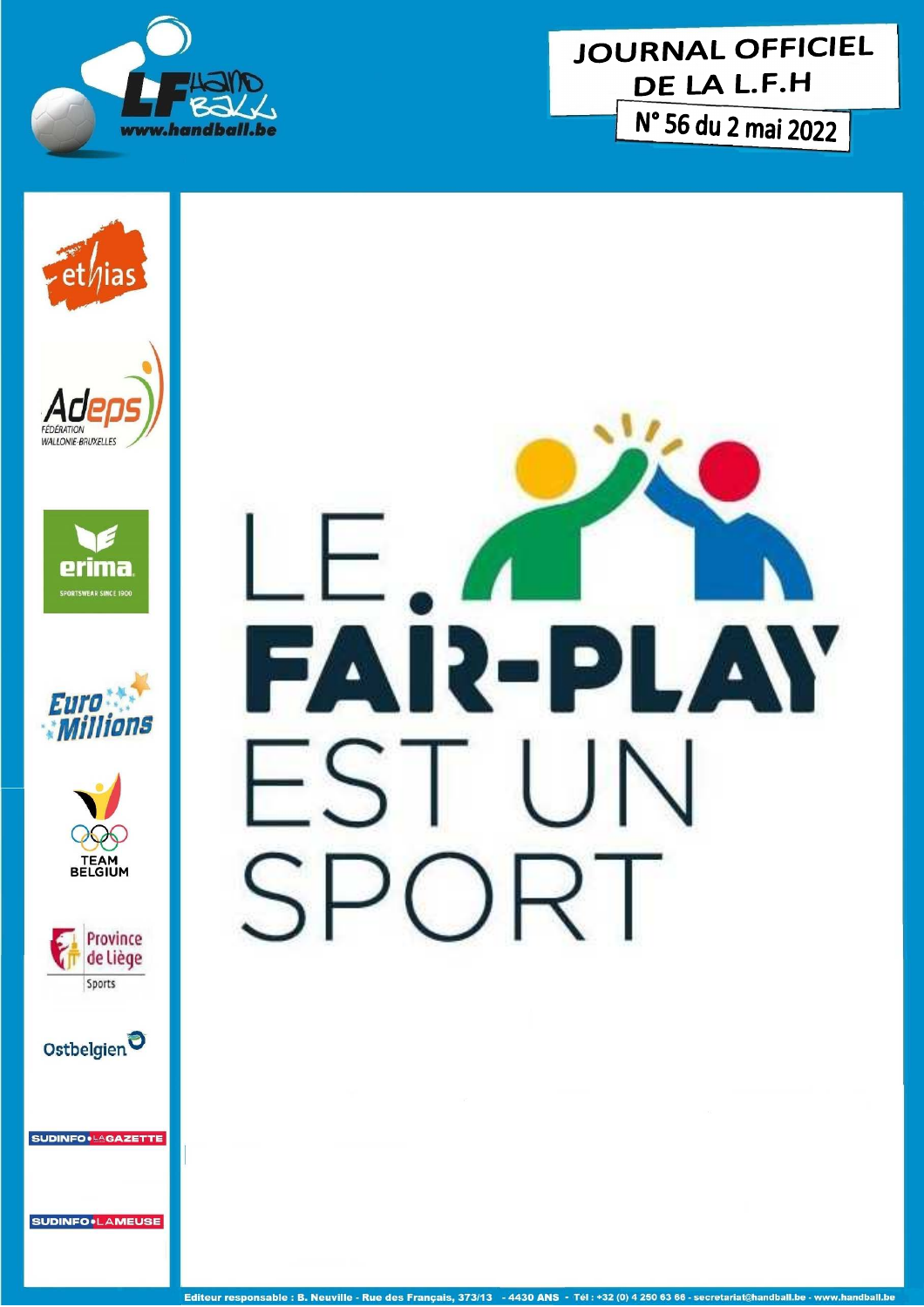# JOURNAL OFFICIEL DE LA L.F.H

**N° 56 du 2 mai 2022**

LE FAIR-PLAY EST UN SPORT

Editeur responsable : B. Neuville - Rue des Français, 373/13 - 4430 ANS - Tél : +32 (0) 4 250 63 66 - secretariat@handball.be - www.handball.be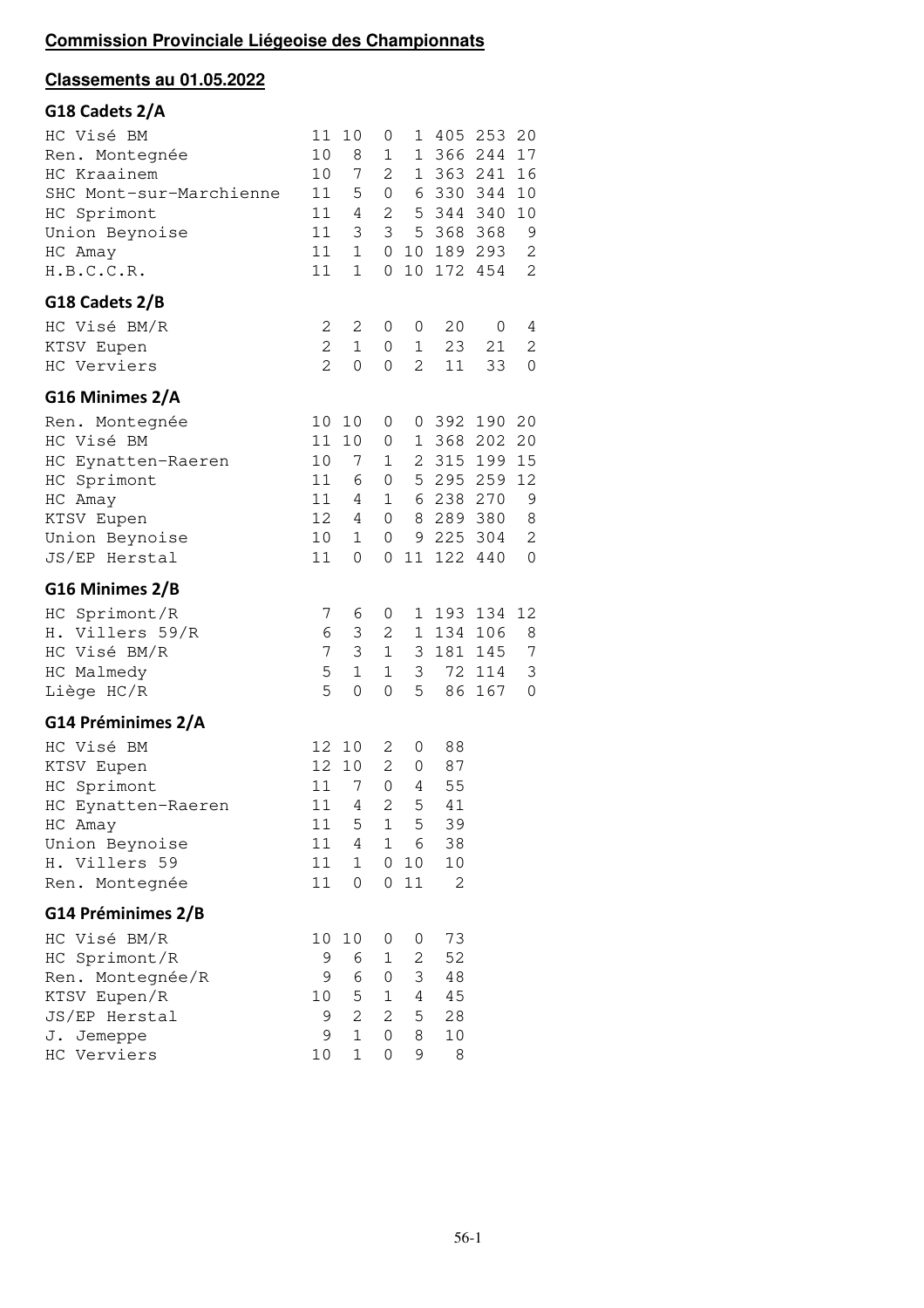**Commission Provinciale Liégeoise des Championnats**

**Classements au 01.05.2022**

### G18 Cadets 2/A

| | | | | | | | |
|---|---|---|---|---|---|---|---|
| HC Visé BM | 11 | 10 | 0 | 1 | 405 | 253 | 20 |
| Ren. Montegnée | 10 | 8 | 1 | 1 | 366 | 244 | 17 |
| HC Kraainem | 10 | 7 | 2 | 1 | 363 | 241 | 16 |
| SHC Mont-sur-Marchienne | 11 | 5 | 0 | 6 | 330 | 344 | 10 |
| HC Sprimont | 11 | 4 | 2 | 5 | 344 | 340 | 10 |
| Union Beynoise | 11 | 3 | 3 | 5 | 368 | 368 | 9 |
| HC Amay | 11 | 1 | 0 | 10 | 189 | 293 | 2 |
| H.B.C.C.R. | 11 | 1 | 0 | 10 | 172 | 454 | 2 |

### G18 Cadets 2/B

| | | | | | | | |
|---|---|---|---|---|---|---|---|
| HC Visé BM/R | 2 | 2 | 0 | 0 | 20 | 0 | 4 |
| KTSV Eupen | 2 | 1 | 0 | 1 | 23 | 21 | 2 |
| HC Verviers | 2 | 0 | 0 | 2 | 11 | 33 | 0 |

### G16 Minimes 2/A

| | | | | | | | |
|---|---|---|---|---|---|---|---|
| Ren. Montegnée | 10 | 10 | 0 | 0 | 392 | 190 | 20 |
| HC Visé BM | 11 | 10 | 0 | 1 | 368 | 202 | 20 |
| HC Eynatten-Raeren | 10 | 7 | 1 | 2 | 315 | 199 | 15 |
| HC Sprimont | 11 | 6 | 0 | 5 | 295 | 259 | 12 |
| HC Amay | 11 | 4 | 1 | 6 | 238 | 270 | 9 |
| KTSV Eupen | 12 | 4 | 0 | 8 | 289 | 380 | 8 |
| Union Beynoise | 10 | 1 | 0 | 9 | 225 | 304 | 2 |
| JS/EP Herstal | 11 | 0 | 0 | 11 | 122 | 440 | 0 |

### G16 Minimes 2/B

| | | | | | | | |
|---|---|---|---|---|---|---|---|
| HC Sprimont/R | 7 | 6 | 0 | 1 | 193 | 134 | 12 |
| H. Villers 59/R | 6 | 3 | 2 | 1 | 134 | 106 | 8 |
| HC Visé BM/R | 7 | 3 | 1 | 3 | 181 | 145 | 7 |
| HC Malmedy | 5 | 1 | 1 | 3 | 72 | 114 | 3 |
| Liège HC/R | 5 | 0 | 0 | 5 | 86 | 167 | 0 |

### G14 Préminimes 2/A

| | | | | | |
|---|---|---|---|---|---|
| HC Visé BM | 12 | 10 | 2 | 0 | 88 |
| KTSV Eupen | 12 | 10 | 2 | 0 | 87 |
| HC Sprimont | 11 | 7 | 0 | 4 | 55 |
| HC Eynatten-Raeren | 11 | 4 | 2 | 5 | 41 |
| HC Amay | 11 | 5 | 1 | 5 | 39 |
| Union Beynoise | 11 | 4 | 1 | 6 | 38 |
| H. Villers 59 | 11 | 1 | 0 | 10 | 10 |
| Ren. Montegnée | 11 | 0 | 0 | 11 | 2 |

### G14 Préminimes 2/B

| | | | | | |
|---|---|---|---|---|---|
| HC Visé BM/R | 10 | 10 | 0 | 0 | 73 |
| HC Sprimont/R | 9 | 6 | 1 | 2 | 52 |
| Ren. Montegnée/R | 9 | 6 | 0 | 3 | 48 |
| KTSV Eupen/R | 10 | 5 | 1 | 4 | 45 |
| JS/EP Herstal | 9 | 2 | 2 | 5 | 28 |
| J. Jemeppe | 9 | 1 | 0 | 8 | 10 |
| HC Verviers | 10 | 1 | 0 | 9 | 8 |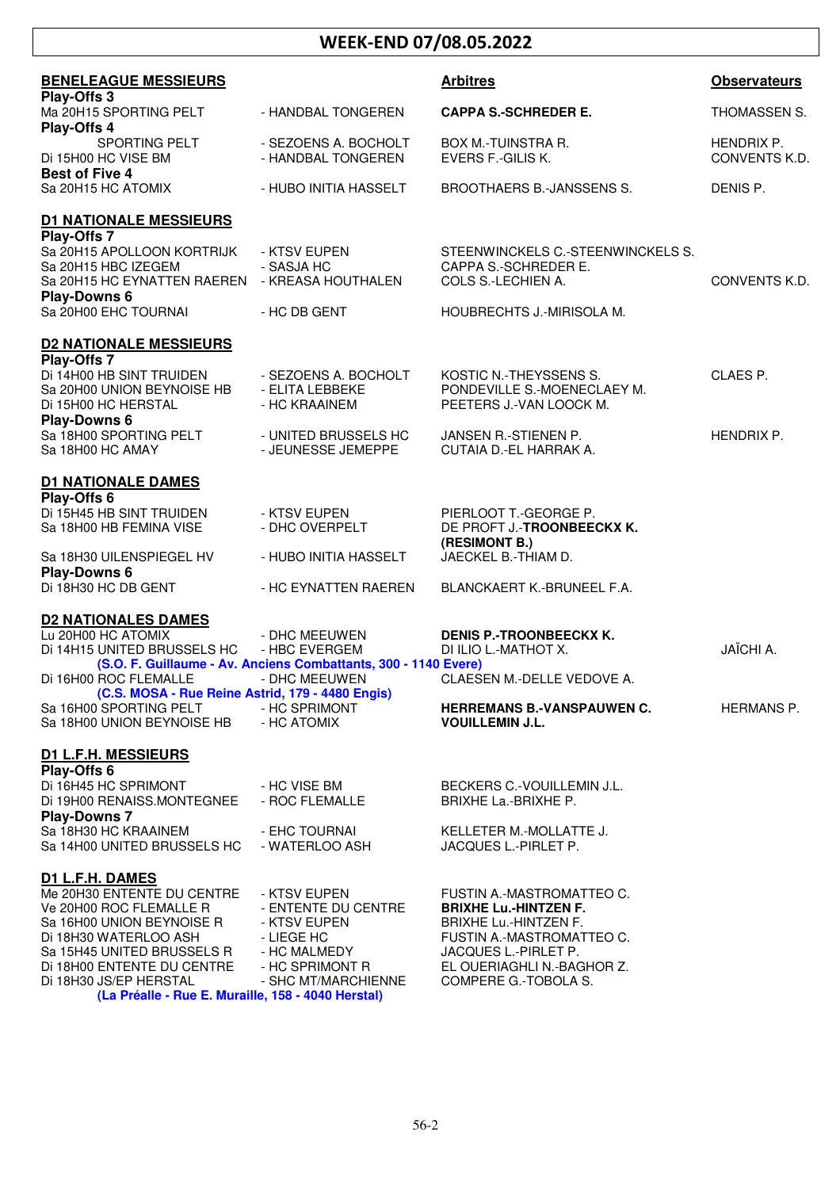# WEEK-END 07/08.05.2022

| **BENELEAGUE MESSIEURS** | | **Arbitres** | **Observateurs** |
|---|---|---|---|
| **Play-Offs 3** | | | |
| Ma 20H15 SPORTING PELT | - HANDBAL TONGEREN | **CAPPA S.-SCHREDER E.** | THOMASSEN S. |
| **Play-Offs 4** | | | |
| SPORTING PELT | - SEZOENS A. BOCHOLT | BOX M.-TUINSTRA R. | HENDRIX P. |
| Di 15H00 HC VISE BM | - HANDBAL TONGEREN | EVERS F.-GILIS K. | CONVENTS K.D. |
| **Best of Five 4** | | | |
| Sa 20H15 HC ATOMIX | - HUBO INITIA HASSELT | BROOTHAERS B.-JANSSENS S. | DENIS P. |
| **D1 NATIONALE MESSIEURS** | | | |
| **Play-Offs 7** | | | |
| Sa 20H15 APOLLOON KORTRIJK | - KTSV EUPEN | STEENWINCKELS C.-STEENWINCKELS S. | |
| Sa 20H15 HBC IZEGEM | - SASJA HC | CAPPA S.-SCHREDER E. | |
| Sa 20H15 HC EYNATTEN RAEREN | - KREASA HOUTHALEN | COLS S.-LECHIEN A. | CONVENTS K.D. |
| **Play-Downs 6** | | | |
| Sa 20H00 EHC TOURNAI | - HC DB GENT | HOUBRECHTS J.-MIRISOLA M. | |
| **D2 NATIONALE MESSIEURS** | | | |
| **Play-Offs 7** | | | |
| Di 14H00 HB SINT TRUIDEN | - SEZOENS A. BOCHOLT | KOSTIC N.-THEYSSENS S. | CLAES P. |
| Sa 20H00 UNION BEYNOISE HB | - ELITA LEBBEKE | PONDEVILLE S.-MOENECLAEY M. | |
| Di 15H00 HC HERSTAL | - HC KRAAINEM | PEETERS J.-VAN LOOCK M. | |
| **Play-Downs 6** | | | |
| Sa 18H00 SPORTING PELT | - UNITED BRUSSELS HC | JANSEN R.-STIENEN P. | HENDRIX P. |
| Sa 18H00 HC AMAY | - JEUNESSE JEMEPPE | CUTAIA D.-EL HARRAK A. | |
| **D1 NATIONALE DAMES** | | | |
| **Play-Offs 6** | | | |
| Di 15H45 HB SINT TRUIDEN | - KTSV EUPEN | PIERLOOT T.-GEORGE P. | |
| Sa 18H00 HB FEMINA VISE | - DHC OVERPELT | DE PROFT J.-**TROONBEECKX K.** **(RESIMONT B.)** | |
| Sa 18H30 UILENSPIEGEL HV | - HUBO INITIA HASSELT | JAECKEL B.-THIAM D. | |
| **Play-Downs 6** | | | |
| Di 18H30 HC DB GENT | - HC EYNATTEN RAEREN | BLANCKAERT K.-BRUNEEL F.A. | |
| **D2 NATIONALES DAMES** | | | |
| Lu 20H00 HC ATOMIX | - DHC MEEUWEN | **DENIS P.-TROONBEECKX K.** | |
| Di 14H15 UNITED BRUSSELS HC | - HBC EVERGEM | DI ILIO L.-MATHOT X. | JAÏCHI A. |
| **(S.O. F. Guillaume - Av. Anciens Combattants, 300 - 1140 Evere)** | | | |
| Di 16H00 ROC FLEMALLE | - DHC MEEUWEN | CLAESEN M.-DELLE VEDOVE A. | |
| **(C.S. MOSA - Rue Reine Astrid, 179 - 4480 Engis)** | | | |
| Sa 16H00 SPORTING PELT | - HC SPRIMONT | **HERREMANS B.-VANSPAUWEN C.** | HERMANS P. |
| Sa 18H00 UNION BEYNOISE HB | - HC ATOMIX | **VOUILLEMIN J.L.** | |
| **D1 L.F.H. MESSIEURS** | | | |
| **Play-Offs 6** | | | |
| Di 16H45 HC SPRIMONT | - HC VISE BM | BECKERS C.-VOUILLEMIN J.L. | |
| Di 19H00 RENAISS.MONTEGNEE | - ROC FLEMALLE | BRIXHE La.-BRIXHE P. | |
| **Play-Downs 7** | | | |
| Sa 18H30 HC KRAAINEM | - EHC TOURNAI | KELLETER M.-MOLLATTE J. | |
| Sa 14H00 UNITED BRUSSELS HC | - WATERLOO ASH | JACQUES L.-PIRLET P. | |
| **D1 L.F.H. DAMES** | | | |
| Me 20H30 ENTENTE DU CENTRE | - KTSV EUPEN | FUSTIN A.-MASTROMATTEO C. | |
| Ve 20H00 ROC FLEMALLE R | - ENTENTE DU CENTRE | **BRIXHE Lu.-HINTZEN F.** | |
| Sa 16H00 UNION BEYNOISE R | - KTSV EUPEN | BRIXHE Lu.-HINTZEN F. | |
| Di 18H30 WATERLOO ASH | - LIEGE HC | FUSTIN A.-MASTROMATTEO C. | |
| Sa 15H45 UNITED BRUSSELS R | - HC MALMEDY | JACQUES L.-PIRLET P. | |
| Di 18H00 ENTENTE DU CENTRE | - HC SPRIMONT R | EL OUERIAGHLI N.-BAGHOR Z. | |
| Di 18H30 JS/EP HERSTAL | - SHC MT/MARCHIENNE | COMPERE G.-TOBOLA S. | |
| **(La Préalle - Rue E. Muraille, 158 - 4040 Herstal)** | | | |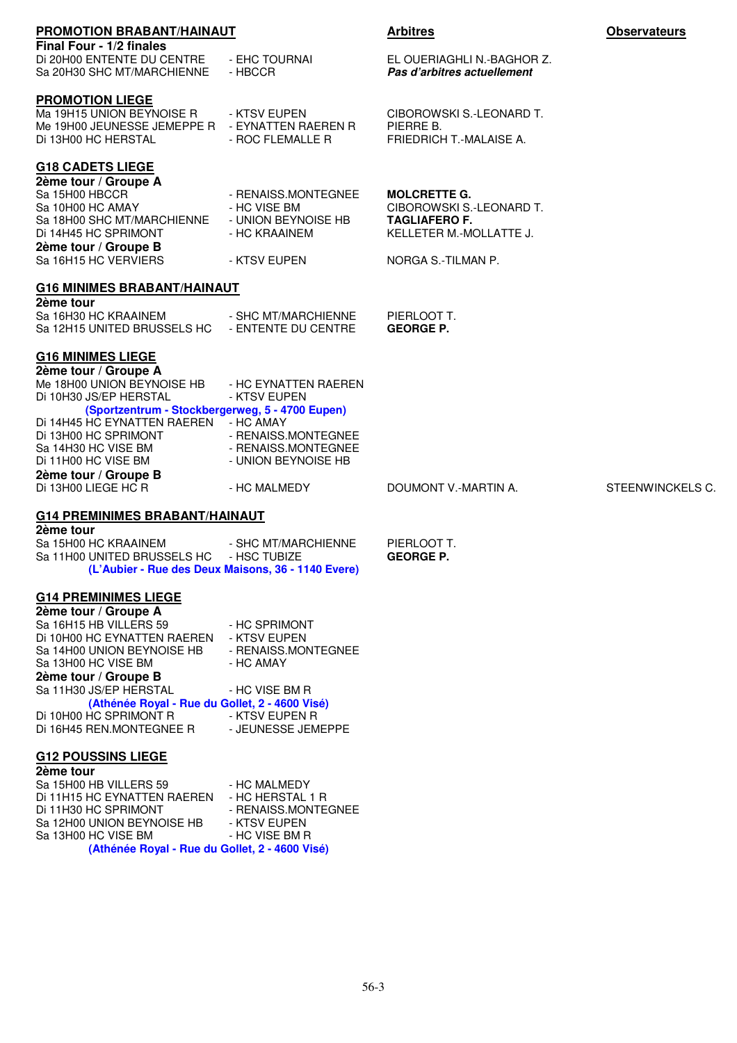## PROMOTION BRABANT/HAINAUT

**Final Four - 1/2 finales**

| Match | | Arbitres | Observateurs |
|---|---|---|---|
| Di 20H00 ENTENTE DU CENTRE | - EHC TOURNAI | EL OUERIAGHLI N.-BAGHOR Z. | |
| Sa 20H30 SHC MT/MARCHIENNE | - HBCCR | ***Pas d'arbitres actuellement*** | |

## PROMOTION LIEGE

| | | | |
|---|---|---|---|
| Ma 19H15 UNION BEYNOISE R | - KTSV EUPEN | CIBOROWSKI S.-LEONARD T. | |
| Me 19H00 JEUNESSE JEMEPPE R | - EYNATTEN RAEREN R | PIERRE B. | |
| Di 13H00 HC HERSTAL | - ROC FLEMALLE R | FRIEDRICH T.-MALAISE A. | |

## G18 CADETS LIEGE

**2ème tour / Groupe A**

| | | | |
|---|---|---|---|
| Sa 15H00 HBCCR | - RENAISS.MONTEGNEE | **MOLCRETTE G.** | |
| Sa 10H00 HC AMAY | - HC VISE BM | CIBOROWSKI S.-LEONARD T. | |
| Sa 18H00 SHC MT/MARCHIENNE | - UNION BEYNOISE HB | **TAGLIAFERO F.** | |
| Di 14H45 HC SPRIMONT | - HC KRAAINEM | KELLETER M.-MOLLATTE J. | |

**2ème tour / Groupe B**

| | | | |
|---|---|---|---|
| Sa 16H15 HC VERVIERS | - KTSV EUPEN | NORGA S.-TILMAN P. | |

## G16 MINIMES BRABANT/HAINAUT

**2ème tour**

| | | | |
|---|---|---|---|
| Sa 16H30 HC KRAAINEM | - SHC MT/MARCHIENNE | PIERLOOT T. | |
| Sa 12H15 UNITED BRUSSELS HC | - ENTENTE DU CENTRE | **GEORGE P.** | |

## G16 MINIMES LIEGE

**2ème tour / Groupe A**

Me 18H00 UNION BEYNOISE HB - HC EYNATTEN RAEREN
Di 10H30 JS/EP HERSTAL - KTSV EUPEN
**(Sportzentrum - Stockbergerweg, 5 - 4700 Eupen)**
Di 14H45 HC EYNATTEN RAEREN - HC AMAY
Di 13H00 HC SPRIMONT - RENAISS.MONTEGNEE
Sa 14H30 HC VISE BM - RENAISS.MONTEGNEE
Di 11H00 HC VISE BM - UNION BEYNOISE HB

**2ème tour / Groupe B**

| | | | |
|---|---|---|---|
| Di 13H00 LIEGE HC R | - HC MALMEDY | DOUMONT V.-MARTIN A. | STEENWINCKELS C. |

## G14 PREMINIMES BRABANT/HAINAUT

**2ème tour**

| | | | |
|---|---|---|---|
| Sa 15H00 HC KRAAINEM | - SHC MT/MARCHIENNE | PIERLOOT T. | |
| Sa 11H00 UNITED BRUSSELS HC | - HSC TUBIZE | **GEORGE P.** | |

**(L'Aubier - Rue des Deux Maisons, 36 - 1140 Evere)**

## G14 PREMINIMES LIEGE

**2ème tour / Groupe A**

Sa 16H15 HB VILLERS 59 - HC SPRIMONT
Di 10H00 HC EYNATTEN RAEREN - KTSV EUPEN
Sa 14H00 UNION BEYNOISE HB - RENAISS.MONTEGNEE
Sa 13H00 HC VISE BM - HC AMAY

**2ème tour / Groupe B**

Sa 11H30 JS/EP HERSTAL - HC VISE BM R
**(Athénée Royal - Rue du Gollet, 2 - 4600 Visé)**
Di 10H00 HC SPRIMONT R - KTSV EUPEN R
Di 16H45 REN.MONTEGNEE R - JEUNESSE JEMEPPE

## G12 POUSSINS LIEGE

**2ème tour**

Sa 15H00 HB VILLERS 59 - HC MALMEDY
Di 11H15 HC EYNATTEN RAEREN - HC HERSTAL 1 R
Di 11H30 HC SPRIMONT - RENAISS.MONTEGNEE
Sa 12H00 UNION BEYNOISE HB - KTSV EUPEN
Sa 13H00 HC VISE BM - HC VISE BM R
**(Athénée Royal - Rue du Gollet, 2 - 4600 Visé)**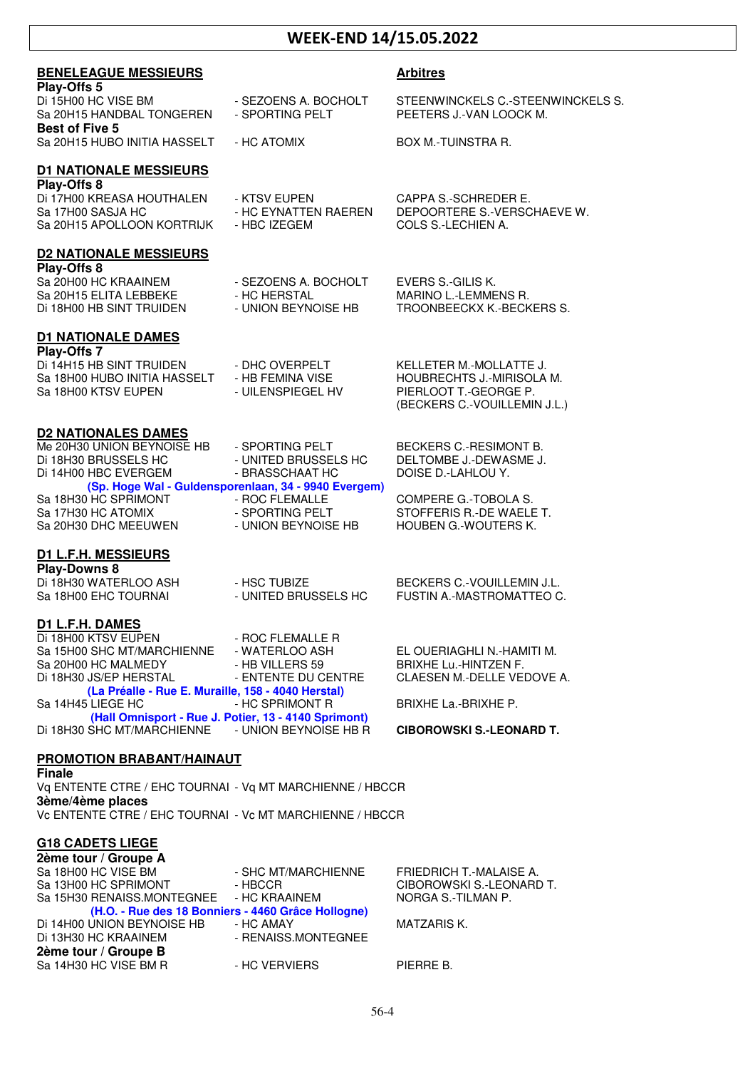# WEEK-END 14/15.05.2022

## BENELEAGUE MESSIEURS

| | | Arbitres |
|---|---|---|
| **Play-Offs 5** | | |
| Di 15H00 HC VISE BM | - SEZOENS A. BOCHOLT | STEENWINCKELS C.-STEENWINCKELS S. |
| Sa 20H15 HANDBAL TONGEREN | - SPORTING PELT | PEETERS J.-VAN LOOCK M. |
| **Best of Five 5** | | |
| Sa 20H15 HUBO INITIA HASSELT | - HC ATOMIX | BOX M.-TUINSTRA R. |

## D1 NATIONALE MESSIEURS

**Play-Offs 8**

| | | |
|---|---|---|
| Di 17H00 KREASA HOUTHALEN | - KTSV EUPEN | CAPPA S.-SCHREDER E. |
| Sa 17H00 SASJA HC | - HC EYNATTEN RAEREN | DEPOORTERE S.-VERSCHAEVE W. |
| Sa 20H15 APOLLOON KORTRIJK | - HBC IZEGEM | COLS S.-LECHIEN A. |

## D2 NATIONALE MESSIEURS

**Play-Offs 8**

| | | |
|---|---|---|
| Sa 20H00 HC KRAAINEM | - SEZOENS A. BOCHOLT | EVERS S.-GILIS K. |
| Sa 20H15 ELITA LEBBEKE | - HC HERSTAL | MARINO L.-LEMMENS R. |
| Di 18H00 HB SINT TRUIDEN | - UNION BEYNOISE HB | TROONBEECKX K.-BECKERS S. |

## D1 NATIONALE DAMES

**Play-Offs 7**

| | | |
|---|---|---|
| Di 14H15 HB SINT TRUIDEN | - DHC OVERPELT | KELLETER M.-MOLLATTE J. |
| Sa 18H00 HUBO INITIA HASSELT | - HB FEMINA VISE | HOUBRECHTS J.-MIRISOLA M. |
| Sa 18H00 KTSV EUPEN | - UILENSPIEGEL HV | PIERLOOT T.-GEORGE P. (BECKERS C.-VOUILLEMIN J.L.) |

## D2 NATIONALES DAMES

| | | |
|---|---|---|
| Me 20H30 UNION BEYNOISE HB | - SPORTING PELT | BECKERS C.-RESIMONT B. |
| Di 18H30 BRUSSELS HC | - UNITED BRUSSELS HC | DELTOMBE J.-DEWASME J. |
| Di 14H00 HBC EVERGEM | - BRASSCHAAT HC | DOISE D.-LAHLOU Y. |
| **(Sp. Hoge Wal - Guldensporenlaan, 34 - 9940 Evergem)** | | |
| Sa 18H30 HC SPRIMONT | - ROC FLEMALLE | COMPERE G.-TOBOLA S. |
| Sa 17H30 HC ATOMIX | - SPORTING PELT | STOFFERIS R.-DE WAELE T. |
| Sa 20H30 DHC MEEUWEN | - UNION BEYNOISE HB | HOUBEN G.-WOUTERS K. |

## D1 L.F.H. MESSIEURS

**Play-Downs 8**

| | | |
|---|---|---|
| Di 18H30 WATERLOO ASH | - HSC TUBIZE | BECKERS C.-VOUILLEMIN J.L. |
| Sa 18H00 EHC TOURNAI | - UNITED BRUSSELS HC | FUSTIN A.-MASTROMATTEO C. |

## D1 L.F.H. DAMES

| | | |
|---|---|---|
| Di 18H00 KTSV EUPEN | - ROC FLEMALLE R | |
| Sa 15H00 SHC MT/MARCHIENNE | - WATERLOO ASH | EL OUERIAGHLI N.-HAMITI M. |
| Sa 20H00 HC MALMEDY | - HB VILLERS 59 | BRIXHE Lu.-HINTZEN F. |
| Di 18H30 JS/EP HERSTAL | - ENTENTE DU CENTRE | CLAESEN M.-DELLE VEDOVE A. |
| **(La Préalle - Rue E. Muraille, 158 - 4040 Herstal)** | | |
| Sa 14H45 LIEGE HC | - HC SPRIMONT R | BRIXHE La.-BRIXHE P. |
| **(Hall Omnisport - Rue J. Potier, 13 - 4140 Sprimont)** | | |
| Di 18H30 SHC MT/MARCHIENNE | - UNION BEYNOISE HB R | **CIBOROWSKI S.-LEONARD T.** |

## PROMOTION BRABANT/HAINAUT

**Finale**

Vq ENTENTE CTRE / EHC TOURNAI - Vq MT MARCHIENNE / HBCCR

**3ème/4ème places**

Vc ENTENTE CTRE / EHC TOURNAI - Vc MT MARCHIENNE / HBCCR

## G18 CADETS LIEGE

**2ème tour / Groupe A**

| | | |
|---|---|---|
| Sa 18H00 HC VISE BM | - SHC MT/MARCHIENNE | FRIEDRICH T.-MALAISE A. |
| Sa 13H00 HC SPRIMONT | - HBCCR | CIBOROWSKI S.-LEONARD T. |
| Sa 15H30 RENAISS.MONTEGNEE | - HC KRAAINEM | NORGA S.-TILMAN P. |
| **(H.O. - Rue des 18 Bonniers - 4460 Grâce Hollogne)** | | |
| Di 14H00 UNION BEYNOISE HB | - HC AMAY | MATZARIS K. |
| Di 13H30 HC KRAAINEM | - RENAISS.MONTEGNEE | |

**2ème tour / Groupe B**

| | | |
|---|---|---|
| Sa 14H30 HC VISE BM R | - HC VERVIERS | PIERRE B. |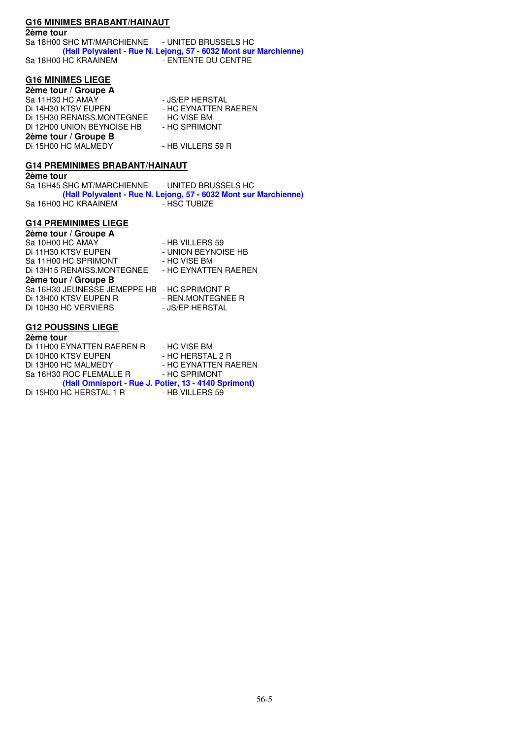## G16 MINIMES BRABANT/HAINAUT

**2ème tour**

Sa 18H00 SHC MT/MARCHIENNE - UNITED BRUSSELS HC
**(Hall Polyvalent - Rue N. Lejong, 57 - 6032 Mont sur Marchienne)**
Sa 18H00 HC KRAAINEM - ENTENTE DU CENTRE

## G16 MINIMES LIEGE

**2ème tour / Groupe A**

Sa 11H30 HC AMAY - JS/EP HERSTAL
Di 14H30 KTSV EUPEN - HC EYNATTEN RAEREN
Di 15H30 RENAISS.MONTEGNEE - HC VISE BM
Di 12H00 UNION BEYNOISE HB - HC SPRIMONT

**2ème tour / Groupe B**

Di 15H00 HC MALMEDY - HB VILLERS 59 R

## G14 PREMINIMES BRABANT/HAINAUT

**2ème tour**

Sa 16H45 SHC MT/MARCHIENNE - UNITED BRUSSELS HC
**(Hall Polyvalent - Rue N. Lejong, 57 - 6032 Mont sur Marchienne)**
Sa 16H00 HC KRAAINEM - HSC TUBIZE

## G14 PREMINIMES LIEGE

**2ème tour / Groupe A**

Sa 10H00 HC AMAY - HB VILLERS 59
Di 11H30 KTSV EUPEN - UNION BEYNOISE HB
Sa 11H00 HC SPRIMONT - HC VISE BM
Di 13H15 RENAISS.MONTEGNEE - HC EYNATTEN RAEREN

**2ème tour / Groupe B**

Sa 16H30 JEUNESSE JEMEPPE HB - HC SPRIMONT R
Di 13H00 KTSV EUPEN R - REN.MONTEGNEE R
Di 10H30 HC VERVIERS - JS/EP HERSTAL

## G12 POUSSINS LIEGE

**2ème tour**

Di 11H00 EYNATTEN RAEREN R - HC VISE BM
Di 10H00 KTSV EUPEN - HC HERSTAL 2 R
Di 13H00 HC MALMEDY - HC EYNATTEN RAEREN
Sa 16H30 ROC FLEMALLE R - HC SPRIMONT
**(Hall Omnisport - Rue J. Potier, 13 - 4140 Sprimont)**
Di 15H00 HC HERSTAL 1 R - HB VILLERS 59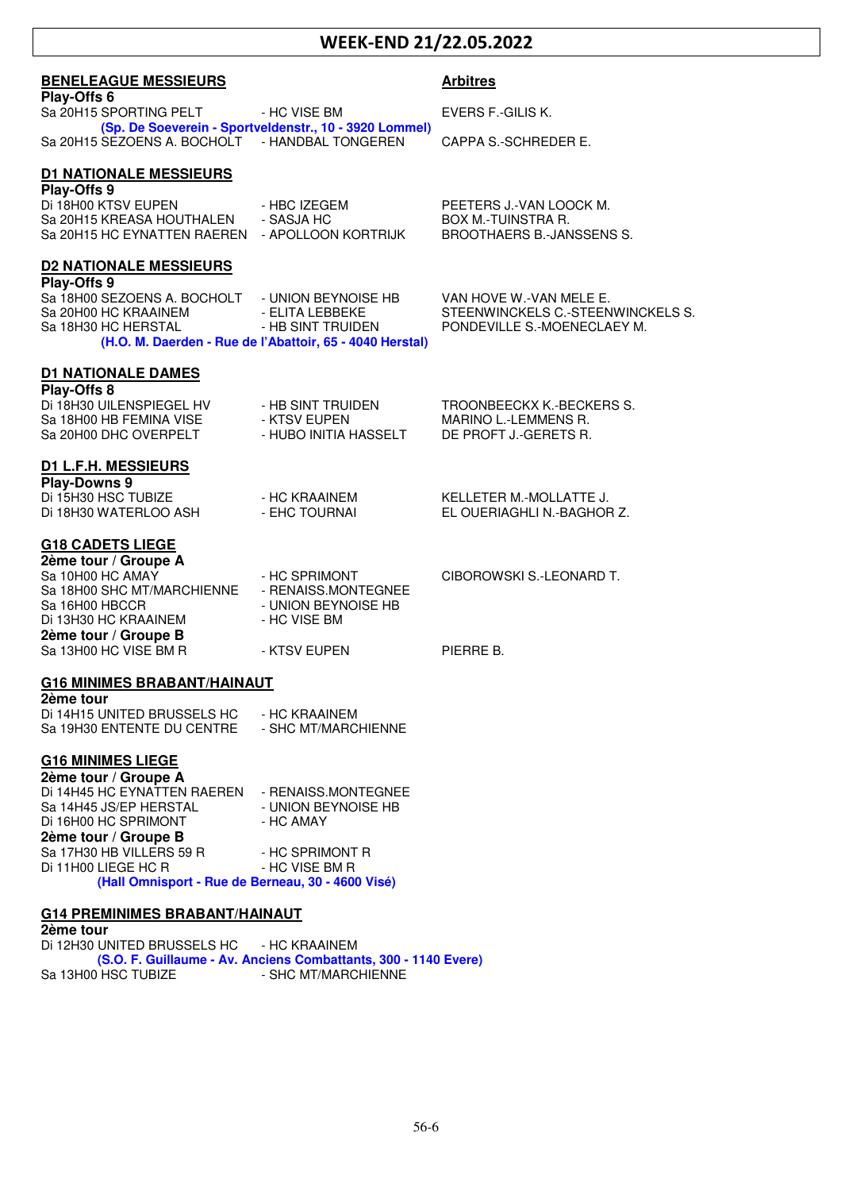# WEEK-END 21/22.05.2022

## BENELEAGUE MESSIEURS

**Play-Offs 6**

| Match | | Arbitres |
|---|---|---|
| Sa 20H15 SPORTING PELT | - HC VISE BM | EVERS F.-GILIS K. |
| **(Sp. De Soeverein - Sportveldenstr., 10 - 3920 Lommel)** | | |
| Sa 20H15 SEZOENS A. BOCHOLT | - HANDBAL TONGEREN | CAPPA S.-SCHREDER E. |

## D1 NATIONALE MESSIEURS

**Play-Offs 9**

| | | |
|---|---|---|
| Di 18H00 KTSV EUPEN | - HBC IZEGEM | PEETERS J.-VAN LOOCK M. |
| Sa 20H15 KREASA HOUTHALEN | - SASJA HC | BOX M.-TUINSTRA R. |
| Sa 20H15 HC EYNATTEN RAEREN | - APOLLOON KORTRIJK | BROOTHAERS B.-JANSSENS S. |

## D2 NATIONALE MESSIEURS

**Play-Offs 9**

| | | |
|---|---|---|
| Sa 18H00 SEZOENS A. BOCHOLT | - UNION BEYNOISE HB | VAN HOVE W.-VAN MELE E. |
| Sa 20H00 HC KRAAINEM | - ELITA LEBBEKE | STEENWINCKELS C.-STEENWINCKELS S. |
| Sa 18H30 HC HERSTAL | - HB SINT TRUIDEN | PONDEVILLE S.-MOENECLAEY M. |
| **(H.O. M. Daerden - Rue de l'Abattoir, 65 - 4040 Herstal)** | | |

## D1 NATIONALE DAMES

**Play-Offs 8**

| | | |
|---|---|---|
| Di 18H30 UILENSPIEGEL HV | - HB SINT TRUIDEN | TROONBEECKX K.-BECKERS S. |
| Sa 18H00 HB FEMINA VISE | - KTSV EUPEN | MARINO L.-LEMMENS R. |
| Sa 20H00 DHC OVERPELT | - HUBO INITIA HASSELT | DE PROFT J.-GERETS R. |

## D1 L.F.H. MESSIEURS

**Play-Downs 9**

| | | |
|---|---|---|
| Di 15H30 HSC TUBIZE | - HC KRAAINEM | KELLETER M.-MOLLATTE J. |
| Di 18H30 WATERLOO ASH | - EHC TOURNAI | EL OUERIAGHLI N.-BAGHOR Z. |

## G18 CADETS LIEGE

**2ème tour / Groupe A**

| | | |
|---|---|---|
| Sa 10H00 HC AMAY | - HC SPRIMONT | CIBOROWSKI S.-LEONARD T. |
| Sa 18H00 SHC MT/MARCHIENNE | - RENAISS.MONTEGNEE | |
| Sa 16H00 HBCCR | - UNION BEYNOISE HB | |
| Di 13H30 HC KRAAINEM | - HC VISE BM | |

**2ème tour / Groupe B**

| | | |
|---|---|---|
| Sa 13H00 HC VISE BM R | - KTSV EUPEN | PIERRE B. |

## G16 MINIMES BRABANT/HAINAUT

**2ème tour**

| | |
|---|---|
| Di 14H15 UNITED BRUSSELS HC | - HC KRAAINEM |
| Sa 19H30 ENTENTE DU CENTRE | - SHC MT/MARCHIENNE |

## G16 MINIMES LIEGE

**2ème tour / Groupe A**

| | |
|---|---|
| Di 14H45 HC EYNATTEN RAEREN | - RENAISS.MONTEGNEE |
| Sa 14H45 JS/EP HERSTAL | - UNION BEYNOISE HB |
| Di 16H00 HC SPRIMONT | - HC AMAY |

**2ème tour / Groupe B**

| | |
|---|---|
| Sa 17H30 HB VILLERS 59 R | - HC SPRIMONT R |
| Di 11H00 LIEGE HC R | - HC VISE BM R |
| **(Hall Omnisport - Rue de Berneau, 30 - 4600 Visé)** | |

## G14 PREMINIMES BRABANT/HAINAUT

**2ème tour**

| | |
|---|---|
| Di 12H30 UNITED BRUSSELS HC | - HC KRAAINEM |
| **(S.O. F. Guillaume - Av. Anciens Combattants, 300 - 1140 Evere)** | |
| Sa 13H00 HSC TUBIZE | - SHC MT/MARCHIENNE |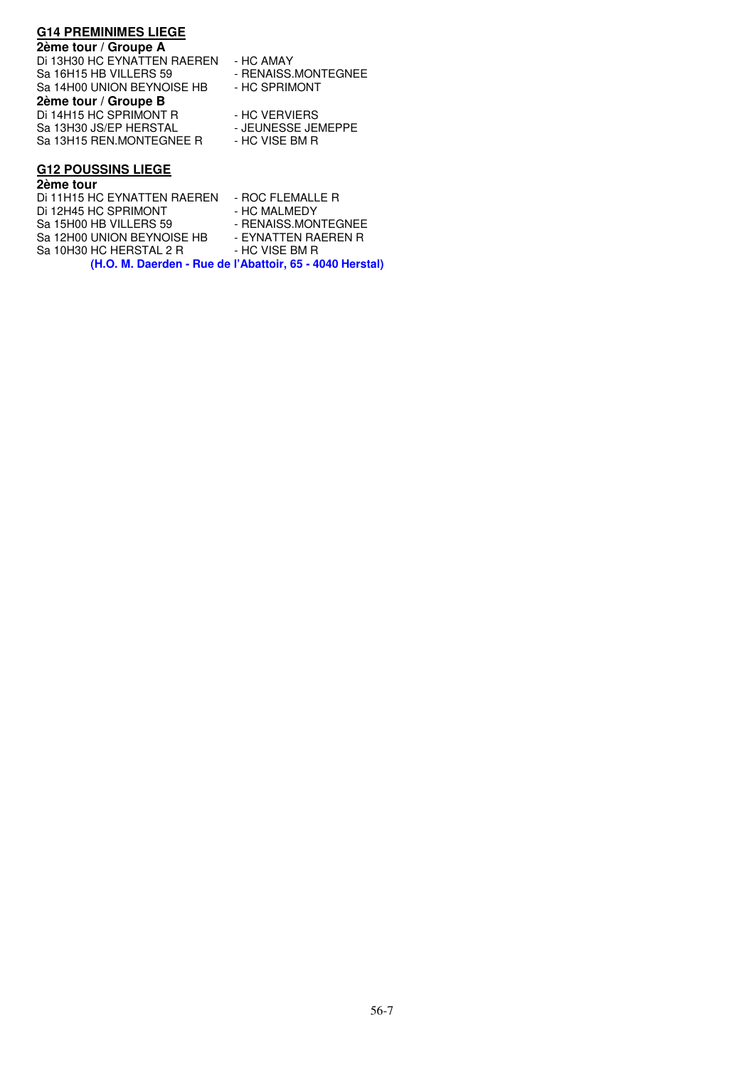## G14 PREMINIMES LIEGE

**2ème tour / Groupe A**

Di 13H30 HC EYNATTEN RAEREN - HC AMAY
Sa 16H15 HB VILLERS 59 - RENAISS.MONTEGNEE
Sa 14H00 UNION BEYNOISE HB - HC SPRIMONT

**2ème tour / Groupe B**

Di 14H15 HC SPRIMONT R - HC VERVIERS
Sa 13H30 JS/EP HERSTAL - JEUNESSE JEMEPPE
Sa 13H15 REN.MONTEGNEE R - HC VISE BM R

## G12 POUSSINS LIEGE

**2ème tour**

Di 11H15 HC EYNATTEN RAEREN - ROC FLEMALLE R
Di 12H45 HC SPRIMONT - HC MALMEDY
Sa 15H00 HB VILLERS 59 - RENAISS.MONTEGNEE
Sa 12H00 UNION BEYNOISE HB - EYNATTEN RAEREN R
Sa 10H30 HC HERSTAL 2 R - HC VISE BM R

**(H.O. M. Daerden - Rue de l'Abattoir, 65 - 4040 Herstal)**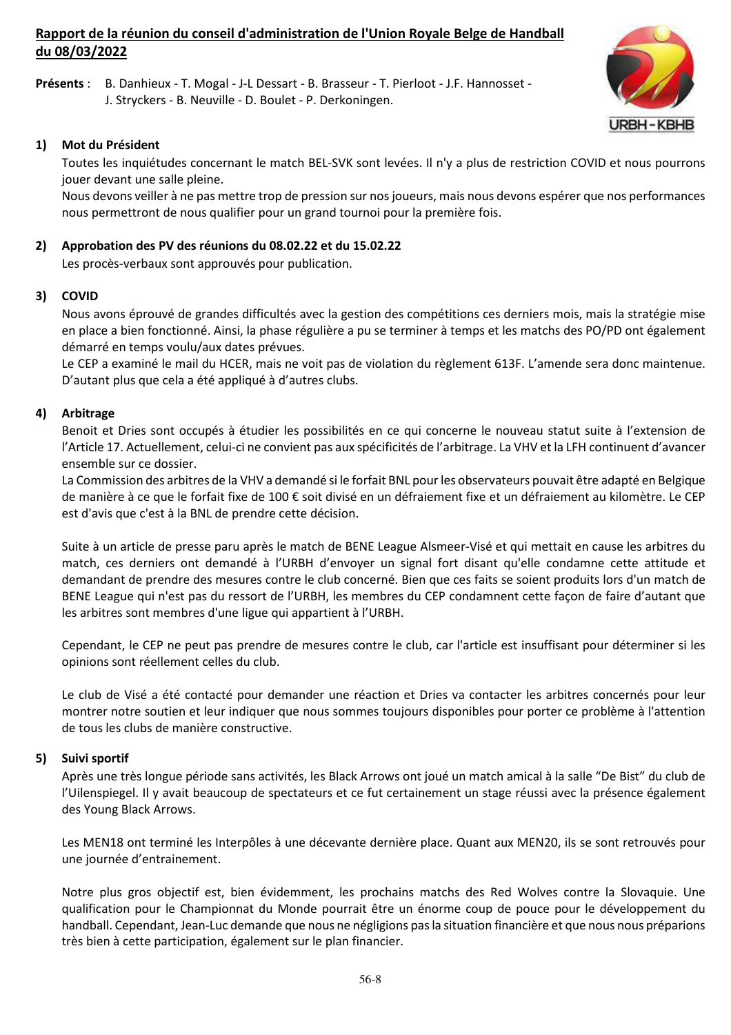## Rapport de la réunion du conseil d'administration de l'Union Royale Belge de Handball du 08/03/2022

**Présents** : B. Danhieux - T. Mogal - J-L Dessart - B. Brasseur - T. Pierloot - J.F. Hannosset - J. Stryckers - B. Neuville - D. Boulet - P. Derkoningen.

### 1) Mot du Président

Toutes les inquiétudes concernant le match BEL-SVK sont levées. Il n'y a plus de restriction COVID et nous pourrons jouer devant une salle pleine.

Nous devons veiller à ne pas mettre trop de pression sur nos joueurs, mais nous devons espérer que nos performances nous permettront de nous qualifier pour un grand tournoi pour la première fois.

### 2) Approbation des PV des réunions du 08.02.22 et du 15.02.22

Les procès-verbaux sont approuvés pour publication.

### 3) COVID

Nous avons éprouvé de grandes difficultés avec la gestion des compétitions ces derniers mois, mais la stratégie mise en place a bien fonctionné. Ainsi, la phase régulière a pu se terminer à temps et les matchs des PO/PD ont également démarré en temps voulu/aux dates prévues.

Le CEP a examiné le mail du HCER, mais ne voit pas de violation du règlement 613F. L'amende sera donc maintenue. D'autant plus que cela a été appliqué à d'autres clubs.

### 4) Arbitrage

Benoit et Dries sont occupés à étudier les possibilités en ce qui concerne le nouveau statut suite à l'extension de l'Article 17. Actuellement, celui-ci ne convient pas aux spécificités de l'arbitrage. La VHV et la LFH continuent d'avancer ensemble sur ce dossier.

La Commission des arbitres de la VHV a demandé si le forfait BNL pour les observateurs pouvait être adapté en Belgique de manière à ce que le forfait fixe de 100 € soit divisé en un défraiement fixe et un défraiement au kilomètre. Le CEP est d'avis que c'est à la BNL de prendre cette décision.

Suite à un article de presse paru après le match de BENE League Alsmeer-Visé et qui mettait en cause les arbitres du match, ces derniers ont demandé à l'URBH d'envoyer un signal fort disant qu'elle condamne cette attitude et demandant de prendre des mesures contre le club concerné. Bien que ces faits se soient produits lors d'un match de BENE League qui n'est pas du ressort de l'URBH, les membres du CEP condamnent cette façon de faire d'autant que les arbitres sont membres d'une ligue qui appartient à l'URBH.

Cependant, le CEP ne peut pas prendre de mesures contre le club, car l'article est insuffisant pour déterminer si les opinions sont réellement celles du club.

Le club de Visé a été contacté pour demander une réaction et Dries va contacter les arbitres concernés pour leur montrer notre soutien et leur indiquer que nous sommes toujours disponibles pour porter ce problème à l'attention de tous les clubs de manière constructive.

### 5) Suivi sportif

Après une très longue période sans activités, les Black Arrows ont joué un match amical à la salle “De Bist” du club de l'Uilenspiegel. Il y avait beaucoup de spectateurs et ce fut certainement un stage réussi avec la présence également des Young Black Arrows.

Les MEN18 ont terminé les Interpôles à une décevante dernière place. Quant aux MEN20, ils se sont retrouvés pour une journée d'entrainement.

Notre plus gros objectif est, bien évidemment, les prochains matchs des Red Wolves contre la Slovaquie. Une qualification pour le Championnat du Monde pourrait être un énorme coup de pouce pour le développement du handball. Cependant, Jean-Luc demande que nous ne négligions pas la situation financière et que nous nous préparions très bien à cette participation, également sur le plan financier.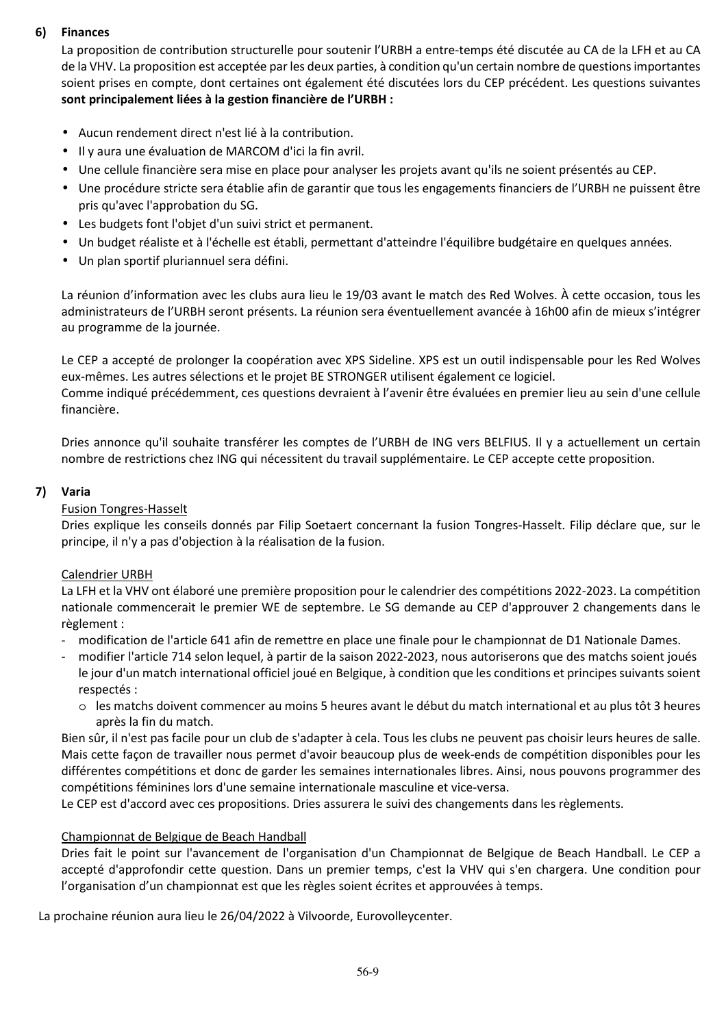## 6) Finances

La proposition de contribution structurelle pour soutenir l'URBH a entre-temps été discutée au CA de la LFH et au CA de la VHV. La proposition est acceptée par les deux parties, à condition qu'un certain nombre de questions importantes soient prises en compte, dont certaines ont également été discutées lors du CEP précédent. Les questions suivantes **sont principalement liées à la gestion financière de l'URBH :**

- Aucun rendement direct n'est lié à la contribution.
- Il y aura une évaluation de MARCOM d'ici la fin avril.
- Une cellule financière sera mise en place pour analyser les projets avant qu'ils ne soient présentés au CEP.
- Une procédure stricte sera établie afin de garantir que tous les engagements financiers de l'URBH ne puissent être pris qu'avec l'approbation du SG.
- Les budgets font l'objet d'un suivi strict et permanent.
- Un budget réaliste et à l'échelle est établi, permettant d'atteindre l'équilibre budgétaire en quelques années.
- Un plan sportif pluriannuel sera défini.

La réunion d'information avec les clubs aura lieu le 19/03 avant le match des Red Wolves. À cette occasion, tous les administrateurs de l'URBH seront présents. La réunion sera éventuellement avancée à 16h00 afin de mieux s'intégrer au programme de la journée.

Le CEP a accepté de prolonger la coopération avec XPS Sideline. XPS est un outil indispensable pour les Red Wolves eux-mêmes. Les autres sélections et le projet BE STRONGER utilisent également ce logiciel.
Comme indiqué précédemment, ces questions devraient à l'avenir être évaluées en premier lieu au sein d'une cellule financière.

Dries annonce qu'il souhaite transférer les comptes de l'URBH de ING vers BELFIUS. Il y a actuellement un certain nombre de restrictions chez ING qui nécessitent du travail supplémentaire. Le CEP accepte cette proposition.

## 7) Varia

Fusion Tongres-Hasselt

Dries explique les conseils donnés par Filip Soetaert concernant la fusion Tongres-Hasselt. Filip déclare que, sur le principe, il n'y a pas d'objection à la réalisation de la fusion.

Calendrier URBH

La LFH et la VHV ont élaboré une première proposition pour le calendrier des compétitions 2022-2023. La compétition nationale commencerait le premier WE de septembre. Le SG demande au CEP d'approuver 2 changements dans le règlement :

- modification de l'article 641 afin de remettre en place une finale pour le championnat de D1 Nationale Dames.
- modifier l'article 714 selon lequel, à partir de la saison 2022-2023, nous autoriserons que des matchs soient joués le jour d'un match international officiel joué en Belgique, à condition que les conditions et principes suivants soient respectés :
  - les matchs doivent commencer au moins 5 heures avant le début du match international et au plus tôt 3 heures après la fin du match.

Bien sûr, il n'est pas facile pour un club de s'adapter à cela. Tous les clubs ne peuvent pas choisir leurs heures de salle. Mais cette façon de travailler nous permet d'avoir beaucoup plus de week-ends de compétition disponibles pour les différentes compétitions et donc de garder les semaines internationales libres. Ainsi, nous pouvons programmer des compétitions féminines lors d'une semaine internationale masculine et vice-versa.
Le CEP est d'accord avec ces propositions. Dries assurera le suivi des changements dans les règlements.

Championnat de Belgique de Beach Handball

Dries fait le point sur l'avancement de l'organisation d'un Championnat de Belgique de Beach Handball. Le CEP a accepté d'approfondir cette question. Dans un premier temps, c'est la VHV qui s'en chargera. Une condition pour l'organisation d'un championnat est que les règles soient écrites et approuvées à temps.

La prochaine réunion aura lieu le 26/04/2022 à Vilvoorde, Eurovolleycenter.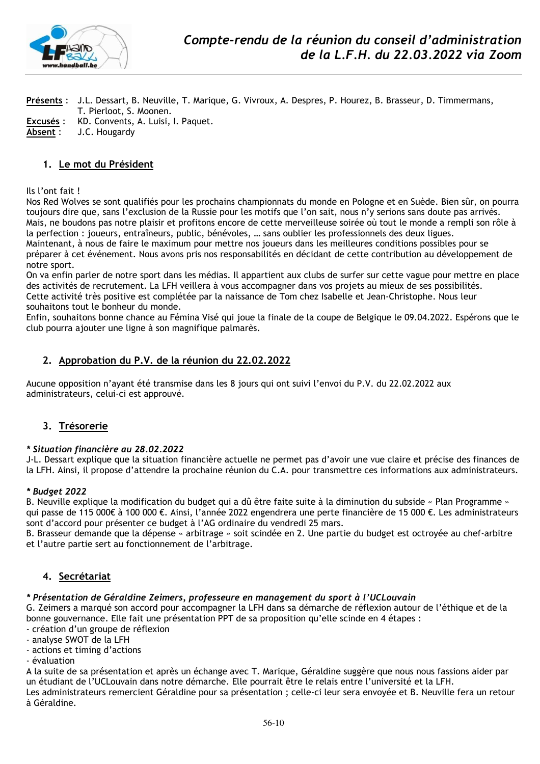# Compte-rendu de la réunion du conseil d'administration de la L.F.H. du 22.03.2022 via Zoom

**Présents** : J.L. Dessart, B. Neuville, T. Marique, G. Vivroux, A. Despres, P. Hourez, B. Brasseur, D. Timmermans, T. Pierloot, S. Moonen.
**Excusés** : KD. Convents, A. Luisi, I. Paquet.
**Absent** : J.C. Hougardy

## 1. Le mot du Président

Ils l'ont fait !
Nos Red Wolves se sont qualifiés pour les prochains championnats du monde en Pologne et en Suède. Bien sûr, on pourra toujours dire que, sans l'exclusion de la Russie pour les motifs que l'on sait, nous n'y serions sans doute pas arrivés. Mais, ne boudons pas notre plaisir et profitons encore de cette merveilleuse soirée où tout le monde a rempli son rôle à la perfection : joueurs, entraîneurs, public, bénévoles, … sans oublier les professionnels des deux ligues.
Maintenant, à nous de faire le maximum pour mettre nos joueurs dans les meilleures conditions possibles pour se préparer à cet événement. Nous avons pris nos responsabilités en décidant de cette contribution au développement de notre sport.
On va enfin parler de notre sport dans les médias. Il appartient aux clubs de surfer sur cette vague pour mettre en place des activités de recrutement. La LFH veillera à vous accompagner dans vos projets au mieux de ses possibilités.
Cette activité très positive est complétée par la naissance de Tom chez Isabelle et Jean-Christophe. Nous leur souhaitons tout le bonheur du monde.
Enfin, souhaitons bonne chance au Fémina Visé qui joue la finale de la coupe de Belgique le 09.04.2022. Espérons que le club pourra ajouter une ligne à son magnifique palmarès.

## 2. Approbation du P.V. de la réunion du 22.02.2022

Aucune opposition n'ayant été transmise dans les 8 jours qui ont suivi l'envoi du P.V. du 22.02.2022 aux administrateurs, celui-ci est approuvé.

## 3. Trésorerie

***\* Situation financière au 28.02.2022***
J-L. Dessart explique que la situation financière actuelle ne permet pas d'avoir une vue claire et précise des finances de la LFH. Ainsi, il propose d'attendre la prochaine réunion du C.A. pour transmettre ces informations aux administrateurs.

***\* Budget 2022***
B. Neuville explique la modification du budget qui a dû être faite suite à la diminution du subside « Plan Programme » qui passe de 115 000€ à 100 000 €. Ainsi, l'année 2022 engendrera une perte financière de 15 000 €. Les administrateurs sont d'accord pour présenter ce budget à l'AG ordinaire du vendredi 25 mars.
B. Brasseur demande que la dépense « arbitrage » soit scindée en 2. Une partie du budget est octroyée au chef-arbitre et l'autre partie sert au fonctionnement de l'arbitrage.

## 4. Secrétariat

***\* Présentation de Géraldine Zeimers, professeure en management du sport à l'UCLouvain***
G. Zeimers a marqué son accord pour accompagner la LFH dans sa démarche de réflexion autour de l'éthique et de la bonne gouvernance. Elle fait une présentation PPT de sa proposition qu'elle scinde en 4 étapes :
- création d'un groupe de réflexion
- analyse SWOT de la LFH
- actions et timing d'actions
- évaluation

A la suite de sa présentation et après un échange avec T. Marique, Géraldine suggère que nous nous fassions aider par un étudiant de l'UCLouvain dans notre démarche. Elle pourrait être le relais entre l'université et la LFH.
Les administrateurs remercient Géraldine pour sa présentation ; celle-ci leur sera envoyée et B. Neuville fera un retour à Géraldine.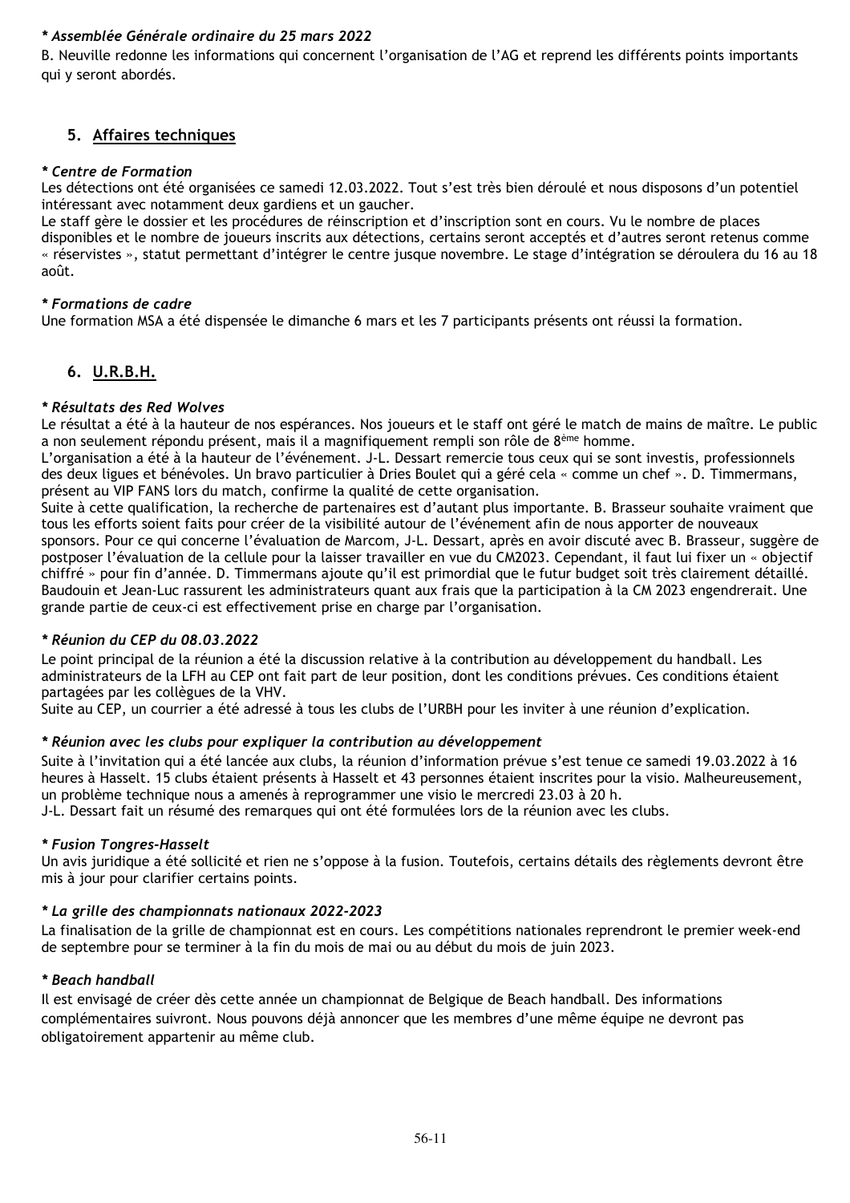*** Assemblée Générale ordinaire du 25 mars 2022**

B. Neuville redonne les informations qui concernent l'organisation de l'AG et reprend les différents points importants qui y seront abordés.

## 5. Affaires techniques

*** Centre de Formation**

Les détections ont été organisées ce samedi 12.03.2022. Tout s'est très bien déroulé et nous disposons d'un potentiel intéressant avec notamment deux gardiens et un gaucher.
Le staff gère le dossier et les procédures de réinscription et d'inscription sont en cours. Vu le nombre de places disponibles et le nombre de joueurs inscrits aux détections, certains seront acceptés et d'autres seront retenus comme « réservistes », statut permettant d'intégrer le centre jusque novembre. Le stage d'intégration se déroulera du 16 au 18 août.

*** Formations de cadre**

Une formation MSA a été dispensée le dimanche 6 mars et les 7 participants présents ont réussi la formation.

## 6. U.R.B.H.

*** Résultats des Red Wolves**

Le résultat a été à la hauteur de nos espérances. Nos joueurs et le staff ont géré le match de mains de maître. Le public a non seulement répondu présent, mais il a magnifiquement rempli son rôle de 8ème homme.
L'organisation a été à la hauteur de l'événement. J-L. Dessart remercie tous ceux qui se sont investis, professionnels des deux ligues et bénévoles. Un bravo particulier à Dries Boulet qui a géré cela « comme un chef ». D. Timmermans, présent au VIP FANS lors du match, confirme la qualité de cette organisation.
Suite à cette qualification, la recherche de partenaires est d'autant plus importante. B. Brasseur souhaite vraiment que tous les efforts soient faits pour créer de la visibilité autour de l'événement afin de nous apporter de nouveaux sponsors. Pour ce qui concerne l'évaluation de Marcom, J-L. Dessart, après en avoir discuté avec B. Brasseur, suggère de postposer l'évaluation de la cellule pour la laisser travailler en vue du CM2023. Cependant, il faut lui fixer un « objectif chiffré » pour fin d'année. D. Timmermans ajoute qu'il est primordial que le futur budget soit très clairement détaillé. Baudouin et Jean-Luc rassurent les administrateurs quant aux frais que la participation à la CM 2023 engendrerait. Une grande partie de ceux-ci est effectivement prise en charge par l'organisation.

*** Réunion du CEP du 08.03.2022**

Le point principal de la réunion a été la discussion relative à la contribution au développement du handball. Les administrateurs de la LFH au CEP ont fait part de leur position, dont les conditions prévues. Ces conditions étaient partagées par les collègues de la VHV.
Suite au CEP, un courrier a été adressé à tous les clubs de l'URBH pour les inviter à une réunion d'explication.

*** Réunion avec les clubs pour expliquer la contribution au développement**

Suite à l'invitation qui a été lancée aux clubs, la réunion d'information prévue s'est tenue ce samedi 19.03.2022 à 16 heures à Hasselt. 15 clubs étaient présents à Hasselt et 43 personnes étaient inscrites pour la visio. Malheureusement, un problème technique nous a amenés à reprogrammer une visio le mercredi 23.03 à 20 h.
J-L. Dessart fait un résumé des remarques qui ont été formulées lors de la réunion avec les clubs.

*** Fusion Tongres-Hasselt**

Un avis juridique a été sollicité et rien ne s'oppose à la fusion. Toutefois, certains détails des règlements devront être mis à jour pour clarifier certains points.

*** La grille des championnats nationaux 2022-2023**

La finalisation de la grille de championnat est en cours. Les compétitions nationales reprendront le premier week-end de septembre pour se terminer à la fin du mois de mai ou au début du mois de juin 2023.

*** Beach handball**

Il est envisagé de créer dès cette année un championnat de Belgique de Beach handball. Des informations complémentaires suivront. Nous pouvons déjà annoncer que les membres d'une même équipe ne devront pas obligatoirement appartenir au même club.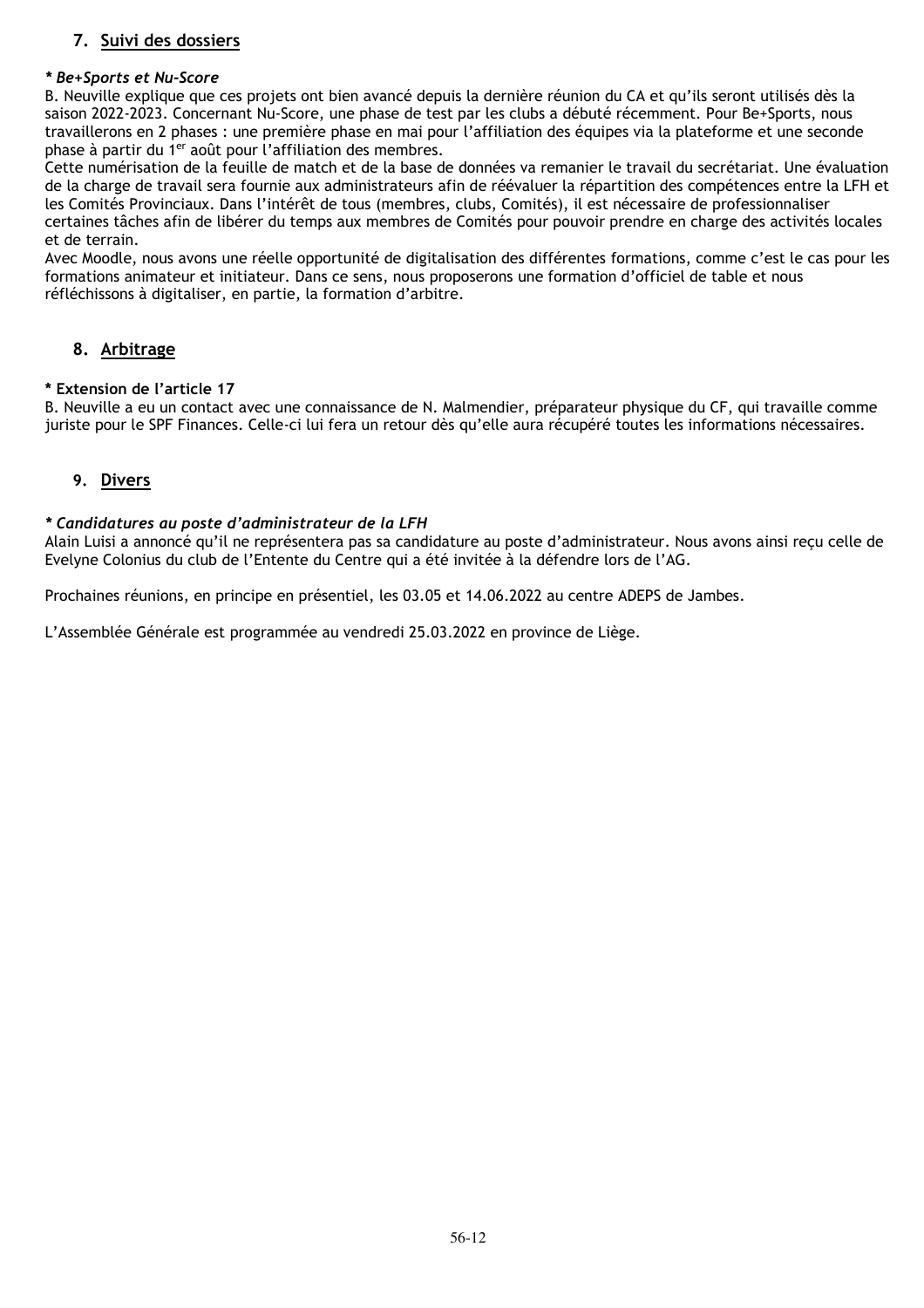## 7. Suivi des dossiers

***** *Be+Sports et Nu-Score***

B. Neuville explique que ces projets ont bien avancé depuis la dernière réunion du CA et qu'ils seront utilisés dès la saison 2022-2023. Concernant Nu-Score, une phase de test par les clubs a débuté récemment. Pour Be+Sports, nous travaillerons en 2 phases : une première phase en mai pour l'affiliation des équipes via la plateforme et une seconde phase à partir du 1er août pour l'affiliation des membres.

Cette numérisation de la feuille de match et de la base de données va remanier le travail du secrétariat. Une évaluation de la charge de travail sera fournie aux administrateurs afin de réévaluer la répartition des compétences entre la LFH et les Comités Provinciaux. Dans l'intérêt de tous (membres, clubs, Comités), il est nécessaire de professionnaliser certaines tâches afin de libérer du temps aux membres de Comités pour pouvoir prendre en charge des activités locales et de terrain.

Avec Moodle, nous avons une réelle opportunité de digitalisation des différentes formations, comme c'est le cas pour les formations animateur et initiateur. Dans ce sens, nous proposerons une formation d'officiel de table et nous réfléchissons à digitaliser, en partie, la formation d'arbitre.

## 8. Arbitrage

**\* Extension de l'article 17**

B. Neuville a eu un contact avec une connaissance de N. Malmendier, préparateur physique du CF, qui travaille comme juriste pour le SPF Finances. Celle-ci lui fera un retour dès qu'elle aura récupéré toutes les informations nécessaires.

## 9. Divers

***** *Candidatures au poste d'administrateur de la LFH***

Alain Luisi a annoncé qu'il ne représentera pas sa candidature au poste d'administrateur. Nous avons ainsi reçu celle de Evelyne Colonius du club de l'Entente du Centre qui a été invitée à la défendre lors de l'AG.

Prochaines réunions, en principe en présentiel, les 03.05 et 14.06.2022 au centre ADEPS de Jambes.

L'Assemblée Générale est programmée au vendredi 25.03.2022 en province de Liège.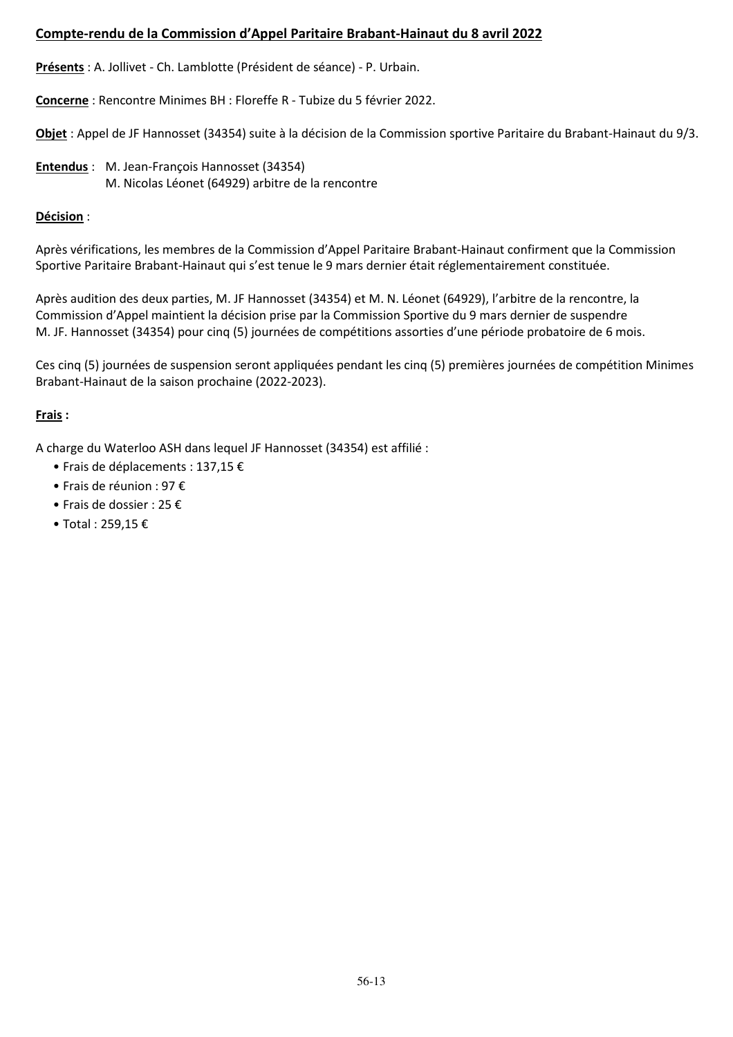## Compte-rendu de la Commission d'Appel Paritaire Brabant-Hainaut du 8 avril 2022

**Présents** : A. Jollivet - Ch. Lamblotte (Président de séance) - P. Urbain.

**Concerne** : Rencontre Minimes BH : Floreffe R - Tubize du 5 février 2022.

**Objet** : Appel de JF Hannosset (34354) suite à la décision de la Commission sportive Paritaire du Brabant-Hainaut du 9/3.

**Entendus** : M. Jean-François Hannosset (34354)
M. Nicolas Léonet (64929) arbitre de la rencontre

**Décision** :

Après vérifications, les membres de la Commission d'Appel Paritaire Brabant-Hainaut confirment que la Commission Sportive Paritaire Brabant-Hainaut qui s'est tenue le 9 mars dernier était réglementairement constituée.

Après audition des deux parties, M. JF Hannosset (34354) et M. N. Léonet (64929), l'arbitre de la rencontre, la Commission d'Appel maintient la décision prise par la Commission Sportive du 9 mars dernier de suspendre M. JF. Hannosset (34354) pour cinq (5) journées de compétitions assorties d'une période probatoire de 6 mois.

Ces cinq (5) journées de suspension seront appliquées pendant les cinq (5) premières journées de compétition Minimes Brabant-Hainaut de la saison prochaine (2022-2023).

**Frais :**

A charge du Waterloo ASH dans lequel JF Hannosset (34354) est affilié :

- Frais de déplacements : 137,15 €
- Frais de réunion : 97 €
- Frais de dossier : 25 €
- Total : 259,15 €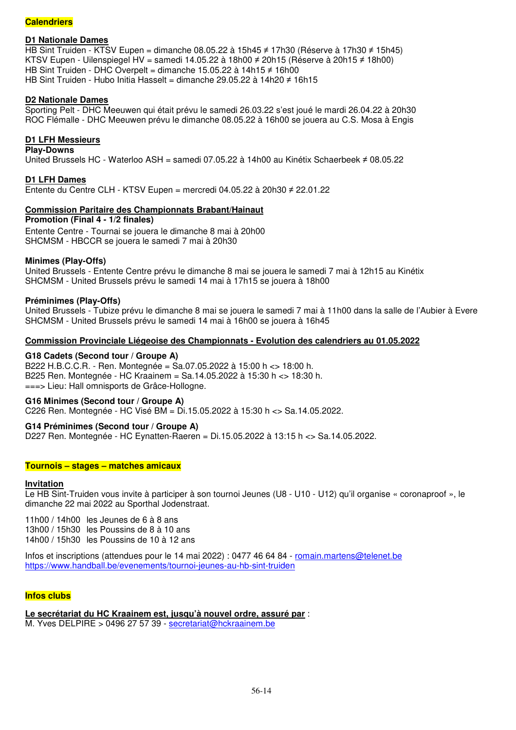## Calendriers

### D1 Nationale Dames

HB Sint Truiden - KTSV Eupen = dimanche 08.05.22 à 15h45 ≠ 17h30 (Réserve à 17h30 ≠ 15h45)
KTSV Eupen - Uilenspiegel HV = samedi 14.05.22 à 18h00 ≠ 20h15 (Réserve à 20h15 ≠ 18h00)
HB Sint Truiden - DHC Overpelt = dimanche 15.05.22 à 14h15 ≠ 16h00
HB Sint Truiden - Hubo Initia Hasselt = dimanche 29.05.22 à 14h20 ≠ 16h15

### D2 Nationale Dames

Sporting Pelt - DHC Meeuwen qui était prévu le samedi 26.03.22 s'est joué le mardi 26.04.22 à 20h30
ROC Flémalle - DHC Meeuwen prévu le dimanche 08.05.22 à 16h00 se jouera au C.S. Mosa à Engis

### D1 LFH Messieurs

**Play-Downs**
United Brussels HC - Waterloo ASH = samedi 07.05.22 à 14h00 au Kinétix Schaerbeek ≠ 08.05.22

### D1 LFH Dames

Entente du Centre CLH - KTSV Eupen = mercredi 04.05.22 à 20h30 ≠ 22.01.22

### Commission Paritaire des Championnats Brabant/Hainaut

**Promotion (Final 4 - 1/2 finales)**
Entente Centre - Tournai se jouera le dimanche 8 mai à 20h00
SHCMSM - HBCCR se jouera le samedi 7 mai à 20h30

**Minimes (Play-Offs)**
United Brussels - Entente Centre prévu le dimanche 8 mai se jouera le samedi 7 mai à 12h15 au Kinétix
SHCMSM - United Brussels prévu le samedi 14 mai à 17h15 se jouera à 18h00

**Préminimes (Play-Offs)**
United Brussels - Tubize prévu le dimanche 8 mai se jouera le samedi 7 mai à 11h00 dans la salle de l'Aubier à Evere
SHCMSM - United Brussels prévu le samedi 14 mai à 16h00 se jouera à 16h45

### Commission Provinciale Liégeoise des Championnats - Evolution des calendriers au 01.05.2022

**G18 Cadets (Second tour / Groupe A)**
B222 H.B.C.C.R. - Ren. Montegnée = Sa.07.05.2022 à 15:00 h <> 18:00 h.
B225 Ren. Montegnée - HC Kraainem = Sa.14.05.2022 à 15:30 h <> 18:30 h.
===> Lieu: Hall omnisports de Grâce-Hollogne.

**G16 Minimes (Second tour / Groupe A)**
C226 Ren. Montegnée - HC Visé BM = Di.15.05.2022 à 15:30 h <> Sa.14.05.2022.

**G14 Préminimes (Second tour / Groupe A)**
D227 Ren. Montegnée - HC Eynatten-Raeren = Di.15.05.2022 à 13:15 h <> Sa.14.05.2022.

## Tournois – stages – matches amicaux

### Invitation

Le HB Sint-Truiden vous invite à participer à son tournoi Jeunes (U8 - U10 - U12) qu'il organise « coronaproof », le dimanche 22 mai 2022 au Sporthal Jodenstraat.

11h00 / 14h00 les Jeunes de 6 à 8 ans
13h00 / 15h30 les Poussins de 8 à 10 ans
14h00 / 15h30 les Poussins de 10 à 12 ans

Infos et inscriptions (attendues pour le 14 mai 2022) : 0477 46 64 84 - romain.martens@telenet.be
https://www.handball.be/evenements/tournoi-jeunes-au-hb-sint-truiden

## Infos clubs

**Le secrétariat du HC Kraainem est, jusqu'à nouvel ordre, assuré par** :
M. Yves DELPIRE > 0496 27 57 39 - secretariat@hckraainem.be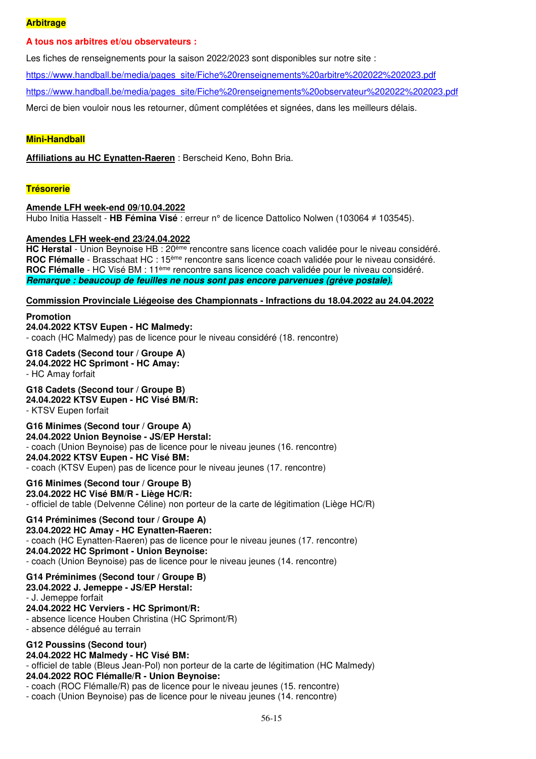## Arbitrage

**A tous nos arbitres et/ou observateurs :**

Les fiches de renseignements pour la saison 2022/2023 sont disponibles sur notre site :

https://www.handball.be/media/pages_site/Fiche%20renseignements%20arbitre%202022%202023.pdf

https://www.handball.be/media/pages_site/Fiche%20renseignements%20observateur%202022%202023.pdf

Merci de bien vouloir nous les retourner, dûment complétées et signées, dans les meilleurs délais.

## Mini-Handball

**Affiliations au HC Eynatten-Raeren** : Berscheid Keno, Bohn Bria.

## Trésorerie

**Amende LFH week-end 09/10.04.2022**
Hubo Initia Hasselt - **HB Fémina Visé** : erreur n° de licence Dattolico Nolwen (103064 ≠ 103545).

**Amendes LFH week-end 23/24.04.2022**
**HC Herstal** - Union Beynoise HB : 20ème rencontre sans licence coach validée pour le niveau considéré.
**ROC Flémalle** - Brasschaat HC : 15ème rencontre sans licence coach validée pour le niveau considéré.
**ROC Flémalle** - HC Visé BM : 11ème rencontre sans licence coach validée pour le niveau considéré.
***Remarque : beaucoup de feuilles ne nous sont pas encore parvenues (grève postale).***

**Commission Provinciale Liégeoise des Championnats - Infractions du 18.04.2022 au 24.04.2022**

**Promotion**
**24.04.2022 KTSV Eupen - HC Malmedy:**
- coach (HC Malmedy) pas de licence pour le niveau considéré (18. rencontre)

**G18 Cadets (Second tour / Groupe A)**
**24.04.2022 HC Sprimont - HC Amay:**
- HC Amay forfait

**G18 Cadets (Second tour / Groupe B)**
**24.04.2022 KTSV Eupen - HC Visé BM/R:**
- KTSV Eupen forfait

**G16 Minimes (Second tour / Groupe A)**
**24.04.2022 Union Beynoise - JS/EP Herstal:**
- coach (Union Beynoise) pas de licence pour le niveau jeunes (16. rencontre)
**24.04.2022 KTSV Eupen - HC Visé BM:**
- coach (KTSV Eupen) pas de licence pour le niveau jeunes (17. rencontre)

**G16 Minimes (Second tour / Groupe B)**
**23.04.2022 HC Visé BM/R - Liège HC/R:**
- officiel de table (Delvenne Céline) non porteur de la carte de légitimation (Liège HC/R)

**G14 Préminimes (Second tour / Groupe A)**
**23.04.2022 HC Amay - HC Eynatten-Raeren:**
- coach (HC Eynatten-Raeren) pas de licence pour le niveau jeunes (17. rencontre)
**24.04.2022 HC Sprimont - Union Beynoise:**
- coach (Union Beynoise) pas de licence pour le niveau jeunes (14. rencontre)

**G14 Préminimes (Second tour / Groupe B)**
**23.04.2022 J. Jemeppe - JS/EP Herstal:**
- J. Jemeppe forfait
**24.04.2022 HC Verviers - HC Sprimont/R:**
- absence licence Houben Christina (HC Sprimont/R)
- absence délégué au terrain

**G12 Poussins (Second tour)**
**24.04.2022 HC Malmedy - HC Visé BM:**
- officiel de table (Bleus Jean-Pol) non porteur de la carte de légitimation (HC Malmedy)
**24.04.2022 ROC Flémalle/R - Union Beynoise:**
- coach (ROC Flémalle/R) pas de licence pour le niveau jeunes (15. rencontre)
- coach (Union Beynoise) pas de licence pour le niveau jeunes (14. rencontre)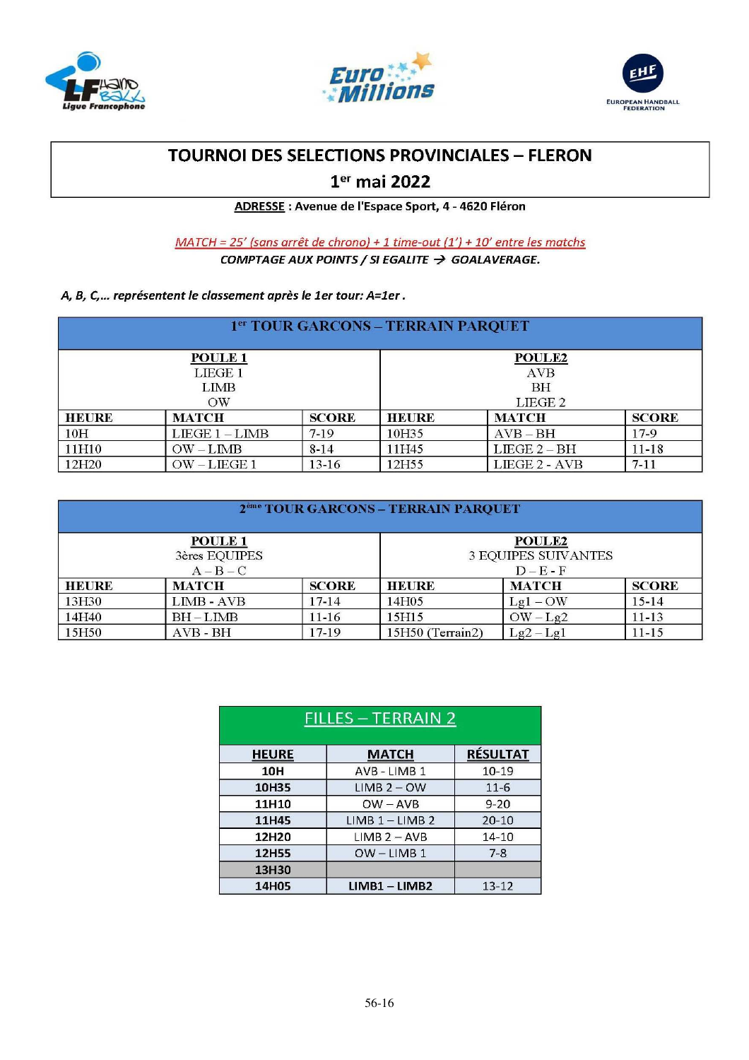# TOURNOI DES SELECTIONS PROVINCIALES – FLERON

## 1er mai 2022

**ADRESSE** : Avenue de l'Espace Sport, 4 - 4620 Fléron

MATCH = 25' (sans arrêt de chrono) + 1 time-out (1') + 10' entre les matchs

***COMPTAGE AUX POINTS / SI EGALITE → GOALAVERAGE.***

***A, B, C,… représentent le classement après le 1er tour: A=1er .***

| 1er TOUR GARCONS – TERRAIN PARQUET | | | | | |
|---|---|---|---|---|---|
| **POULE 1**<br>LIEGE 1<br>LIMB<br>OW | | | **POULE2**<br>AVB<br>BH<br>LIEGE 2 | | |
| **HEURE** | **MATCH** | **SCORE** | **HEURE** | **MATCH** | **SCORE** |
| 10H | LIEGE 1 – LIMB | 7-19 | 10H35 | AVB – BH | 17-9 |
| 11H10 | OW – LIMB | 8-14 | 11H45 | LIEGE 2 – BH | 11-18 |
| 12H20 | OW – LIEGE 1 | 13-16 | 12H55 | LIEGE 2 - AVB | 7-11 |

| 2ème TOUR GARCONS – TERRAIN PARQUET | | | | | |
|---|---|---|---|---|---|
| **POULE 1**<br>3ères EQUIPES<br>A – B – C | | | **POULE2**<br>3 EQUIPES SUIVANTES<br>D – E - F | | |
| **HEURE** | **MATCH** | **SCORE** | **HEURE** | **MATCH** | **SCORE** |
| 13H30 | LIMB - AVB | 17-14 | 14H05 | Lg1 – OW | 15-14 |
| 14H40 | BH – LIMB | 11-16 | 15H15 | OW – Lg2 | 11-13 |
| 15H50 | AVB - BH | 17-19 | 15H50 (Terrain2) | Lg2 – Lg1 | 11-15 |

| FILLES – TERRAIN 2 | | |
|---|---|---|
| **HEURE** | **MATCH** | **RÉSULTAT** |
| **10H** | AVB - LIMB 1 | 10-19 |
| **10H35** | LIMB 2 – OW | 11-6 |
| **11H10** | OW – AVB | 9-20 |
| **11H45** | LIMB 1 – LIMB 2 | 20-10 |
| **12H20** | LIMB 2 – AVB | 14-10 |
| **12H55** | OW – LIMB 1 | 7-8 |
| **13H30** | | |
| **14H05** | **LIMB1 – LIMB2** | 13-12 |

56-16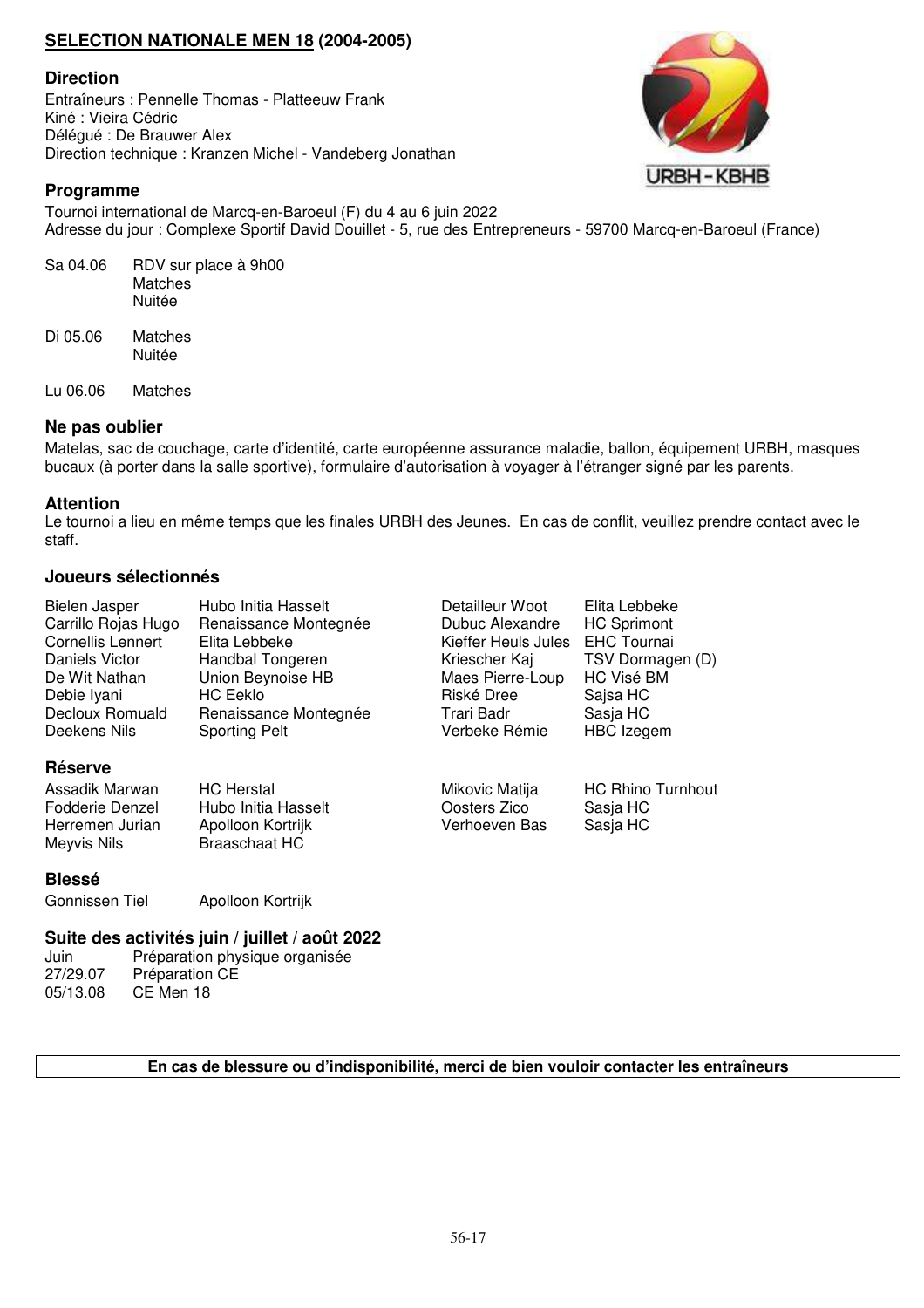**SELECTION NATIONALE MEN 18 (2004-2005)**

### Direction

Entraîneurs : Pennelle Thomas - Platteeuw Frank
Kiné : Vieira Cédric
Délégué : De Brauwer Alex
Direction technique : Kranzen Michel - Vandeberg Jonathan

URBH - KBHB

### Programme

Tournoi international de Marcq-en-Baroeul (F) du 4 au 6 juin 2022
Adresse du jour : Complexe Sportif David Douillet - 5, rue des Entrepreneurs - 59700 Marcq-en-Baroeul (France)

| | |
|---|---|
| Sa 04.06 | RDV sur place à 9h00<br>Matches<br>Nuitée |
| Di 05.06 | Matches<br>Nuitée |
| Lu 06.06 | Matches |

### Ne pas oublier

Matelas, sac de couchage, carte d'identité, carte européenne assurance maladie, ballon, équipement URBH, masques bucaux (à porter dans la salle sportive), formulaire d'autorisation à voyager à l'étranger signé par les parents.

### Attention

Le tournoi a lieu en même temps que les finales URBH des Jeunes. En cas de conflit, veuillez prendre contact avec le staff.

### Joueurs sélectionnés

| | |
|---|---|
| Bielen Jasper | Hubo Initia Hasselt |
| Carrillo Rojas Hugo | Renaissance Montegnée |
| Cornellis Lennert | Elita Lebbeke |
| Daniels Victor | Handbal Tongeren |
| De Wit Nathan | Union Beynoise HB |
| Debie Iyani | HC Eeklo |
| Decloux Romuald | Renaissance Montegnée |
| Deekens Nils | Sporting Pelt |
| Detailleur Woot | Elita Lebbeke |
| Dubuc Alexandre | HC Sprimont |
| Kieffer Heuls Jules | EHC Tournai |
| Kriescher Kaj | TSV Dormagen (D) |
| Maes Pierre-Loup | HC Visé BM |
| Riské Dree | Sajsa HC |
| Trari Badr | Sasja HC |
| Verbeke Rémie | HBC Izegem |

### Réserve

| | |
|---|---|
| Assadik Marwan | HC Herstal |
| Fodderie Denzel | Hubo Initia Hasselt |
| Herremen Jurian | Apolloon Kortrijk |
| Meyvis Nils | Braaschaat HC |
| Mikovic Matija | HC Rhino Turnhout |
| Oosters Zico | Sasja HC |
| Verhoeven Bas | Sasja HC |

### Blessé

| | |
|---|---|
| Gonnissen Tiel | Apolloon Kortrijk |

### Suite des activités juin / juillet / août 2022

| | |
|---|---|
| Juin | Préparation physique organisée |
| 27/29.07 | Préparation CE |
| 05/13.08 | CE Men 18 |

**En cas de blessure ou d'indisponibilité, merci de bien vouloir contacter les entraîneurs**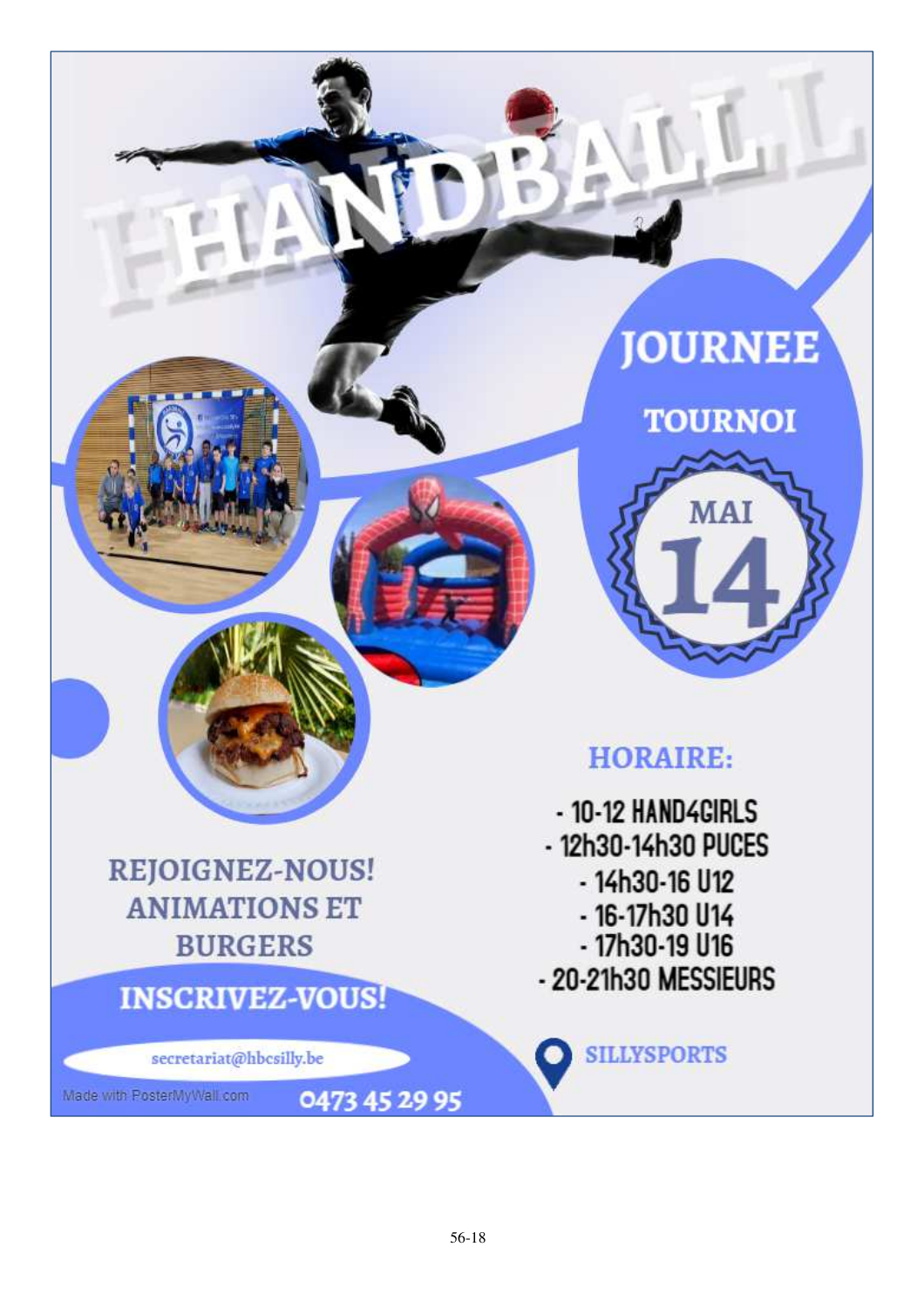# HANDBALL

## JOURNEE TOURNOI

MAI 14

REJOIGNEZ-NOUS! ANIMATIONS ET BURGERS

INSCRIVEZ-VOUS!

secretariat@hbcsilly.be

0473 45 29 95

**HORAIRE:**

- 10-12 HAND4GIRLS
- 12h30-14h30 PUCES
- 14h30-16 U12
- 16-17h30 U14
- 17h30-19 U16
- 20-21h30 MESSIEURS

SILLYSPORTS

Made with PosterMyWall.com

56-18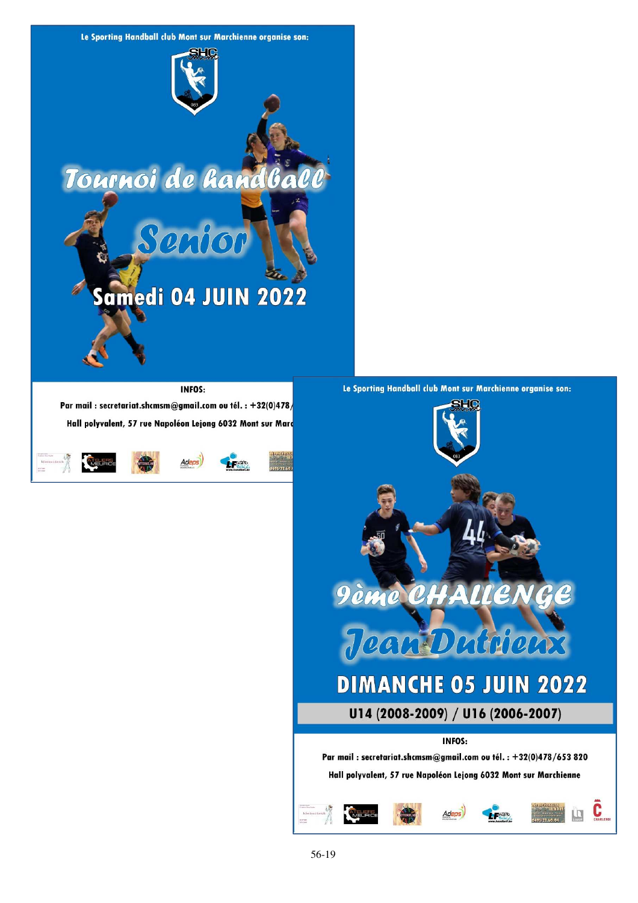Le Sporting Handball club Mont sur Marchienne organise son:

# Tournoi de handball

## Senior

### Samedi 04 JUIN 2022

**INFOS:**

Par mail : secretariat.shcmsm@gmail.com ou tél. : +32(0)478/

Hall polyvalent, 57 rue Napoléon Lejong 6032 Mont sur Marc

Le Sporting Handball club Mont sur Marchienne organise son:

# 9ème CHALLENGE

## Jean Dutrieux

### DIMANCHE 05 JUIN 2022

**U14 (2008-2009) / U16 (2006-2007)**

**INFOS:**

Par mail : secretariat.shcmsm@gmail.com ou tél. : +32(0)478/653 820

Hall polyvalent, 57 rue Napoléon Lejong 6032 Mont sur Marchienne